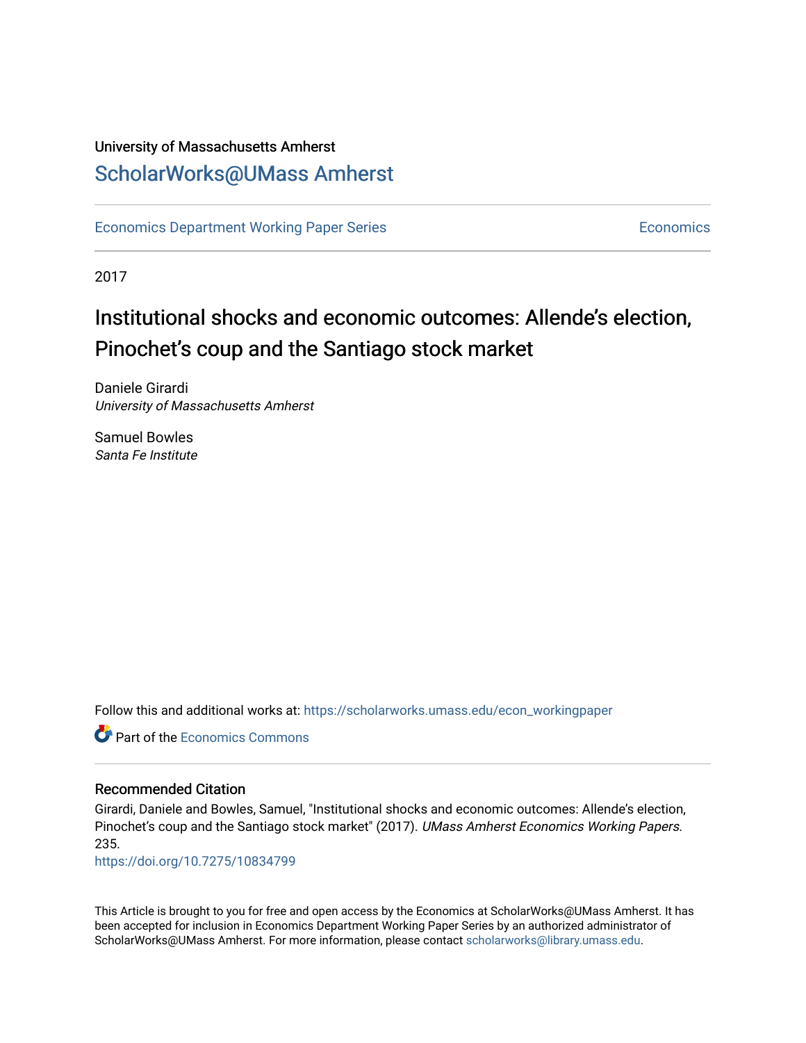University of Massachusetts Amherst

## ScholarWorks@UMass Amherst

Economics Department Working Paper Series | Economics

2017

# Institutional shocks and economic outcomes: Allende's election, Pinochet's coup and the Santiago stock market

Daniele Girardi
*University of Massachusetts Amherst*

Samuel Bowles
*Santa Fe Institute*

Follow this and additional works at: https://scholarworks.umass.edu/econ_workingpaper

Part of the Economics Commons

### Recommended Citation

Girardi, Daniele and Bowles, Samuel, "Institutional shocks and economic outcomes: Allende's election, Pinochet's coup and the Santiago stock market" (2017). *UMass Amherst Economics Working Papers*. 235.
https://doi.org/10.7275/10834799

This Article is brought to you for free and open access by the Economics at ScholarWorks@UMass Amherst. It has been accepted for inclusion in Economics Department Working Paper Series by an authorized administrator of ScholarWorks@UMass Amherst. For more information, please contact scholarworks@library.umass.edu.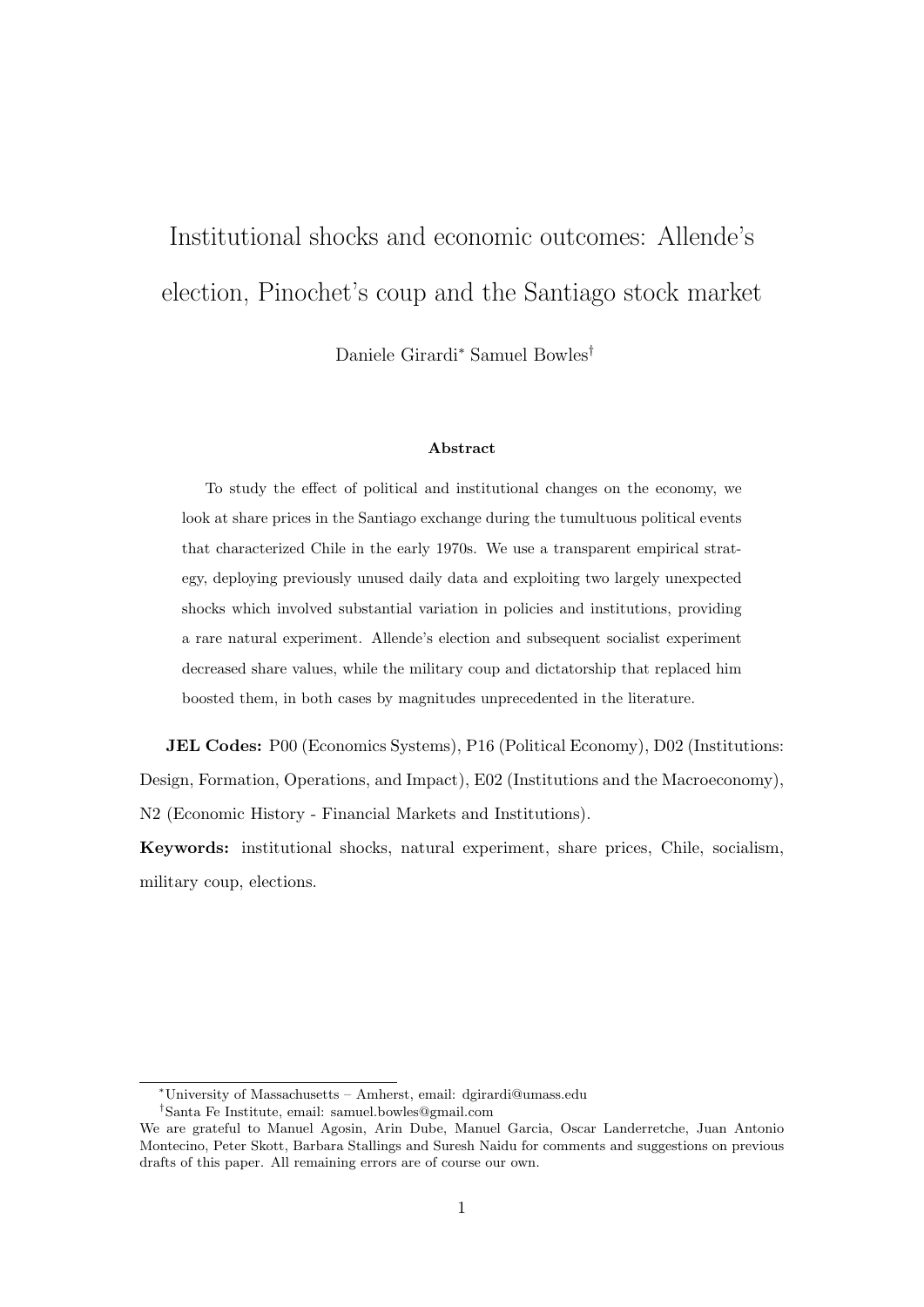# Institutional shocks and economic outcomes: Allende's election, Pinochet's coup and the Santiago stock market

Daniele Girardi[*] Samuel Bowles[†]

**Abstract**

To study the effect of political and institutional changes on the economy, we look at share prices in the Santiago exchange during the tumultuous political events that characterized Chile in the early 1970s. We use a transparent empirical strategy, deploying previously unused daily data and exploiting two largely unexpected shocks which involved substantial variation in policies and institutions, providing a rare natural experiment. Allende's election and subsequent socialist experiment decreased share values, while the military coup and dictatorship that replaced him boosted them, in both cases by magnitudes unprecedented in the literature.

**JEL Codes:** P00 (Economics Systems), P16 (Political Economy), D02 (Institutions: Design, Formation, Operations, and Impact), E02 (Institutions and the Macroeconomy), N2 (Economic History - Financial Markets and Institutions).

**Keywords:** institutional shocks, natural experiment, share prices, Chile, socialism, military coup, elections.

---

[*] University of Massachusetts – Amherst, email: dgirardi@umass.edu

[†] Santa Fe Institute, email: samuel.bowles@gmail.com

We are grateful to Manuel Agosin, Arin Dube, Manuel Garcia, Oscar Landerretche, Juan Antonio Montecino, Peter Skott, Barbara Stallings and Suresh Naidu for comments and suggestions on previous drafts of this paper. All remaining errors are of course our own.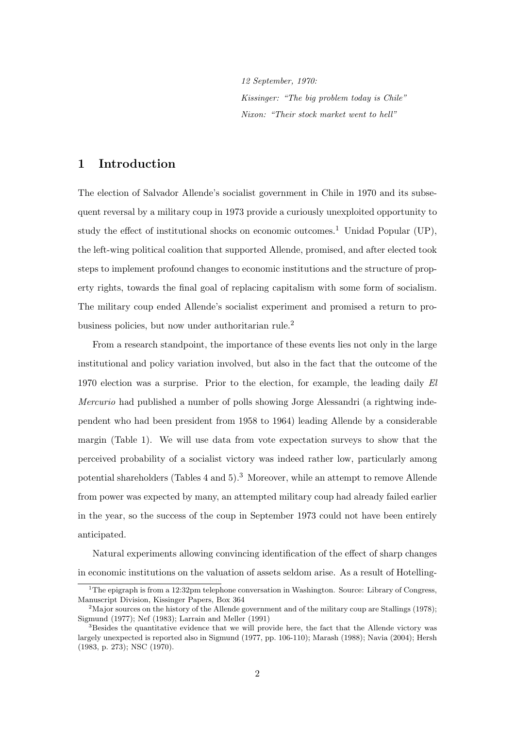*12 September, 1970:*

*Kissinger: "The big problem today is Chile"*

*Nixon: "Their stock market went to hell"*

# 1 Introduction

The election of Salvador Allende's socialist government in Chile in 1970 and its subsequent reversal by a military coup in 1973 provide a curiously unexploited opportunity to study the effect of institutional shocks on economic outcomes.[1] Unidad Popular (UP), the left-wing political coalition that supported Allende, promised, and after elected took steps to implement profound changes to economic institutions and the structure of property rights, towards the final goal of replacing capitalism with some form of socialism. The military coup ended Allende's socialist experiment and promised a return to pro-business policies, but now under authoritarian rule.[2]

From a research standpoint, the importance of these events lies not only in the large institutional and policy variation involved, but also in the fact that the outcome of the 1970 election was a surprise. Prior to the election, for example, the leading daily *El Mercurio* had published a number of polls showing Jorge Alessandri (a rightwing independent who had been president from 1958 to 1964) leading Allende by a considerable margin (Table 1). We will use data from vote expectation surveys to show that the perceived probability of a socialist victory was indeed rather low, particularly among potential shareholders (Tables 4 and 5).[3] Moreover, while an attempt to remove Allende from power was expected by many, an attempted military coup had already failed earlier in the year, so the success of the coup in September 1973 could not have been entirely anticipated.

Natural experiments allowing convincing identification of the effect of sharp changes in economic institutions on the valuation of assets seldom arise. As a result of Hotelling-

[1] The epigraph is from a 12:32pm telephone conversation in Washington. Source: Library of Congress, Manuscript Division, Kissinger Papers, Box 364

[2] Major sources on the history of the Allende government and of the military coup are Stallings (1978); Sigmund (1977); Nef (1983); Larrain and Meller (1991)

[3] Besides the quantitative evidence that we will provide here, the fact that the Allende victory was largely unexpected is reported also in Sigmund (1977, pp. 106-110); Marash (1988); Navia (2004); Hersh (1983, p. 273); NSC (1970).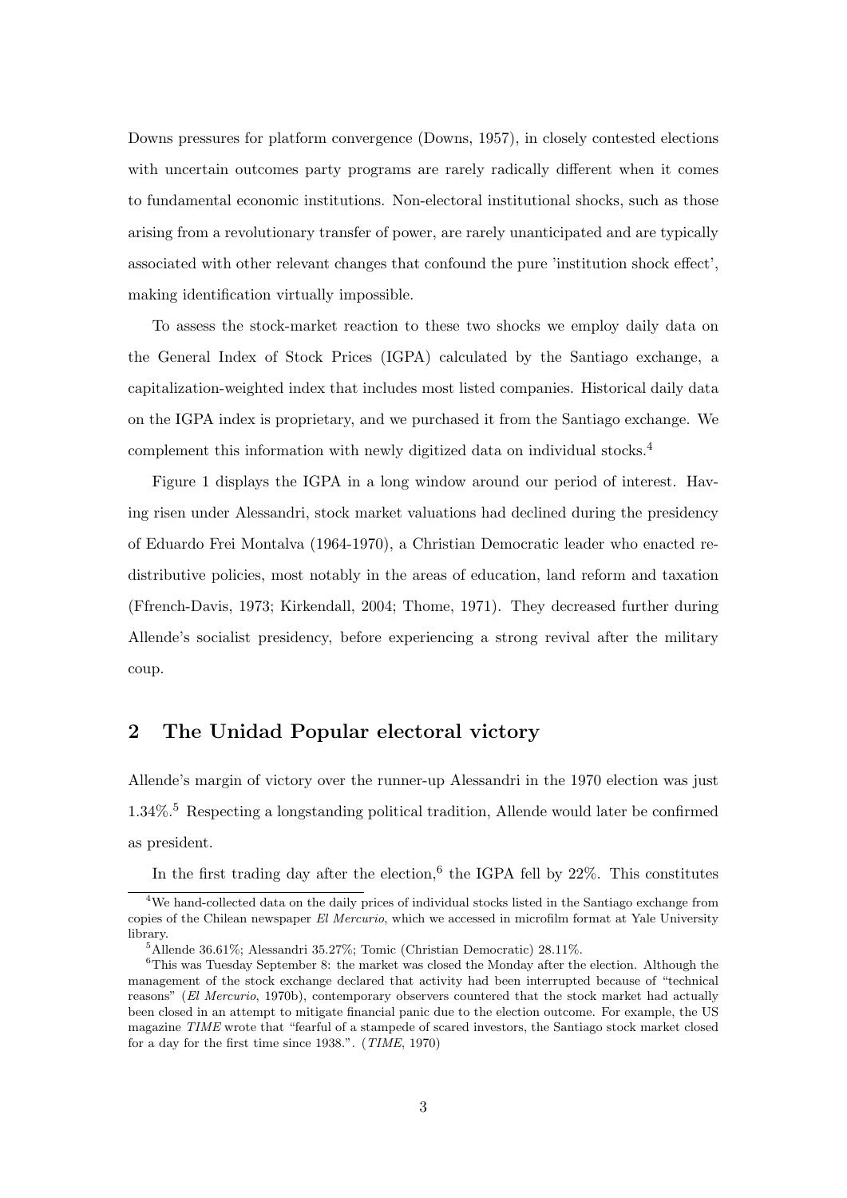Downs pressures for platform convergence (Downs, 1957), in closely contested elections with uncertain outcomes party programs are rarely radically different when it comes to fundamental economic institutions. Non-electoral institutional shocks, such as those arising from a revolutionary transfer of power, are rarely unanticipated and are typically associated with other relevant changes that confound the pure 'institution shock effect', making identification virtually impossible.

To assess the stock-market reaction to these two shocks we employ daily data on the General Index of Stock Prices (IGPA) calculated by the Santiago exchange, a capitalization-weighted index that includes most listed companies. Historical daily data on the IGPA index is proprietary, and we purchased it from the Santiago exchange. We complement this information with newly digitized data on individual stocks.[4]

Figure 1 displays the IGPA in a long window around our period of interest. Having risen under Alessandri, stock market valuations had declined during the presidency of Eduardo Frei Montalva (1964-1970), a Christian Democratic leader who enacted redistributive policies, most notably in the areas of education, land reform and taxation (Ffrench-Davis, 1973; Kirkendall, 2004; Thome, 1971). They decreased further during Allende's socialist presidency, before experiencing a strong revival after the military coup.

## 2 The Unidad Popular electoral victory

Allende's margin of victory over the runner-up Alessandri in the 1970 election was just 1.34%.[5] Respecting a longstanding political tradition, Allende would later be confirmed as president.

In the first trading day after the election,[6] the IGPA fell by 22%. This constitutes

[4] We hand-collected data on the daily prices of individual stocks listed in the Santiago exchange from copies of the Chilean newspaper *El Mercurio*, which we accessed in microfilm format at Yale University library.

[5] Allende 36.61%; Alessandri 35.27%; Tomic (Christian Democratic) 28.11%.

[6] This was Tuesday September 8: the market was closed the Monday after the election. Although the management of the stock exchange declared that activity had been interrupted because of "technical reasons" (*El Mercurio*, 1970b), contemporary observers countered that the stock market had actually been closed in an attempt to mitigate financial panic due to the election outcome. For example, the US magazine *TIME* wrote that "fearful of a stampede of scared investors, the Santiago stock market closed for a day for the first time since 1938.". (*TIME*, 1970)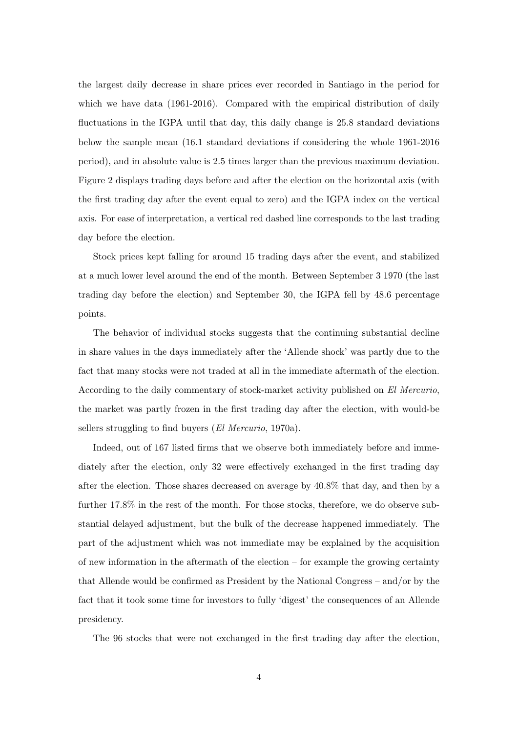the largest daily decrease in share prices ever recorded in Santiago in the period for which we have data (1961-2016). Compared with the empirical distribution of daily fluctuations in the IGPA until that day, this daily change is 25.8 standard deviations below the sample mean (16.1 standard deviations if considering the whole 1961-2016 period), and in absolute value is 2.5 times larger than the previous maximum deviation. Figure 2 displays trading days before and after the election on the horizontal axis (with the first trading day after the event equal to zero) and the IGPA index on the vertical axis. For ease of interpretation, a vertical red dashed line corresponds to the last trading day before the election.

Stock prices kept falling for around 15 trading days after the event, and stabilized at a much lower level around the end of the month. Between September 3 1970 (the last trading day before the election) and September 30, the IGPA fell by 48.6 percentage points.

The behavior of individual stocks suggests that the continuing substantial decline in share values in the days immediately after the 'Allende shock' was partly due to the fact that many stocks were not traded at all in the immediate aftermath of the election. According to the daily commentary of stock-market activity published on *El Mercurio*, the market was partly frozen in the first trading day after the election, with would-be sellers struggling to find buyers (*El Mercurio*, 1970a).

Indeed, out of 167 listed firms that we observe both immediately before and immediately after the election, only 32 were effectively exchanged in the first trading day after the election. Those shares decreased on average by 40.8% that day, and then by a further 17.8% in the rest of the month. For those stocks, therefore, we do observe substantial delayed adjustment, but the bulk of the decrease happened immediately. The part of the adjustment which was not immediate may be explained by the acquisition of new information in the aftermath of the election – for example the growing certainty that Allende would be confirmed as President by the National Congress – and/or by the fact that it took some time for investors to fully 'digest' the consequences of an Allende presidency.

The 96 stocks that were not exchanged in the first trading day after the election,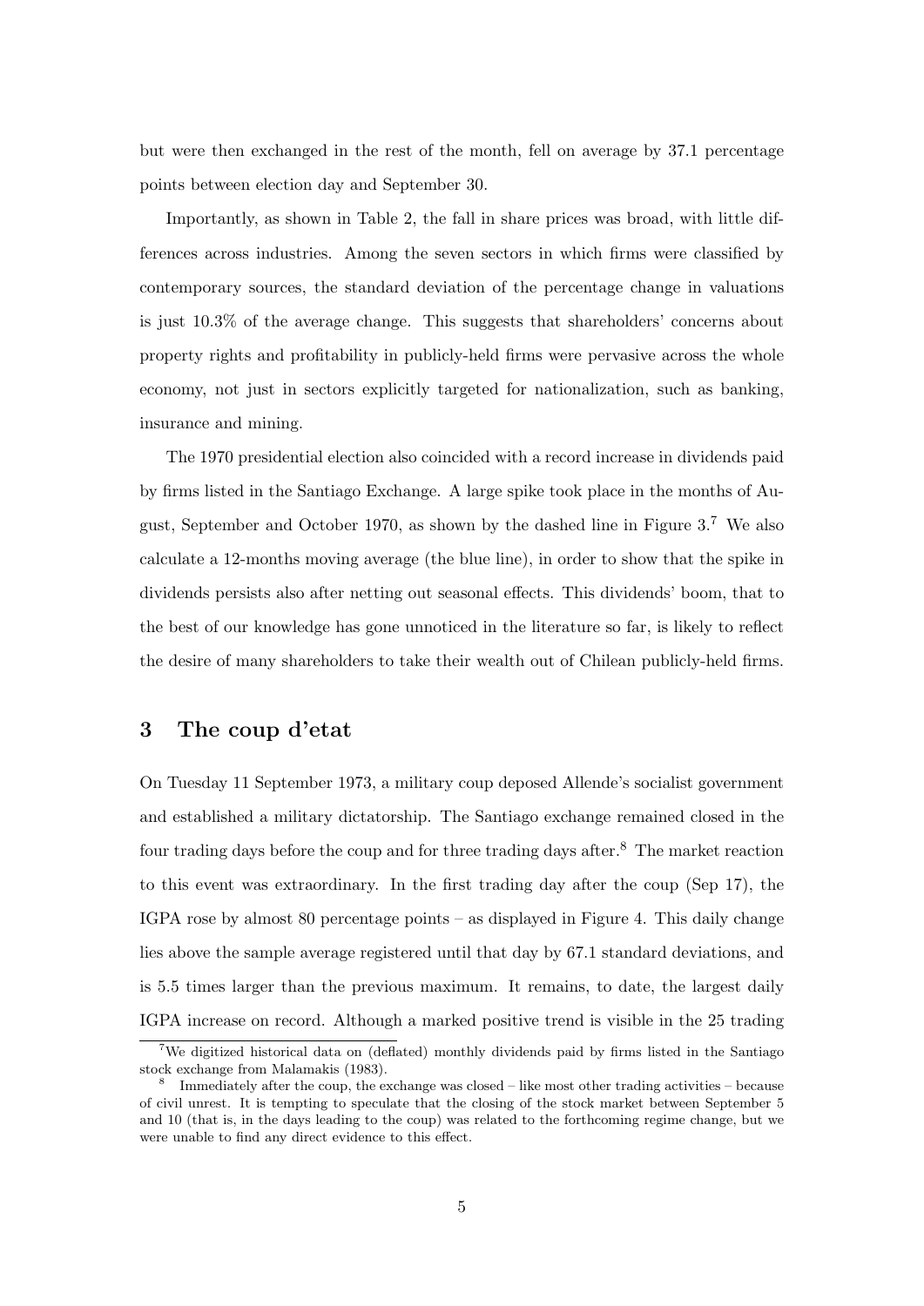but were then exchanged in the rest of the month, fell on average by 37.1 percentage points between election day and September 30.

Importantly, as shown in Table 2, the fall in share prices was broad, with little differences across industries. Among the seven sectors in which firms were classified by contemporary sources, the standard deviation of the percentage change in valuations is just 10.3% of the average change. This suggests that shareholders' concerns about property rights and profitability in publicly-held firms were pervasive across the whole economy, not just in sectors explicitly targeted for nationalization, such as banking, insurance and mining.

The 1970 presidential election also coincided with a record increase in dividends paid by firms listed in the Santiago Exchange. A large spike took place in the months of August, September and October 1970, as shown by the dashed line in Figure 3.[7] We also calculate a 12-months moving average (the blue line), in order to show that the spike in dividends persists also after netting out seasonal effects. This dividends' boom, that to the best of our knowledge has gone unnoticed in the literature so far, is likely to reflect the desire of many shareholders to take their wealth out of Chilean publicly-held firms.

## 3 The coup d'etat

On Tuesday 11 September 1973, a military coup deposed Allende's socialist government and established a military dictatorship. The Santiago exchange remained closed in the four trading days before the coup and for three trading days after.[8] The market reaction to this event was extraordinary. In the first trading day after the coup (Sep 17), the IGPA rose by almost 80 percentage points – as displayed in Figure 4. This daily change lies above the sample average registered until that day by 67.1 standard deviations, and is 5.5 times larger than the previous maximum. It remains, to date, the largest daily IGPA increase on record. Although a marked positive trend is visible in the 25 trading

[7] We digitized historical data on (deflated) monthly dividends paid by firms listed in the Santiago stock exchange from Malamakis (1983).

[8] Immediately after the coup, the exchange was closed – like most other trading activities – because of civil unrest. It is tempting to speculate that the closing of the stock market between September 5 and 10 (that is, in the days leading to the coup) was related to the forthcoming regime change, but we were unable to find any direct evidence to this effect.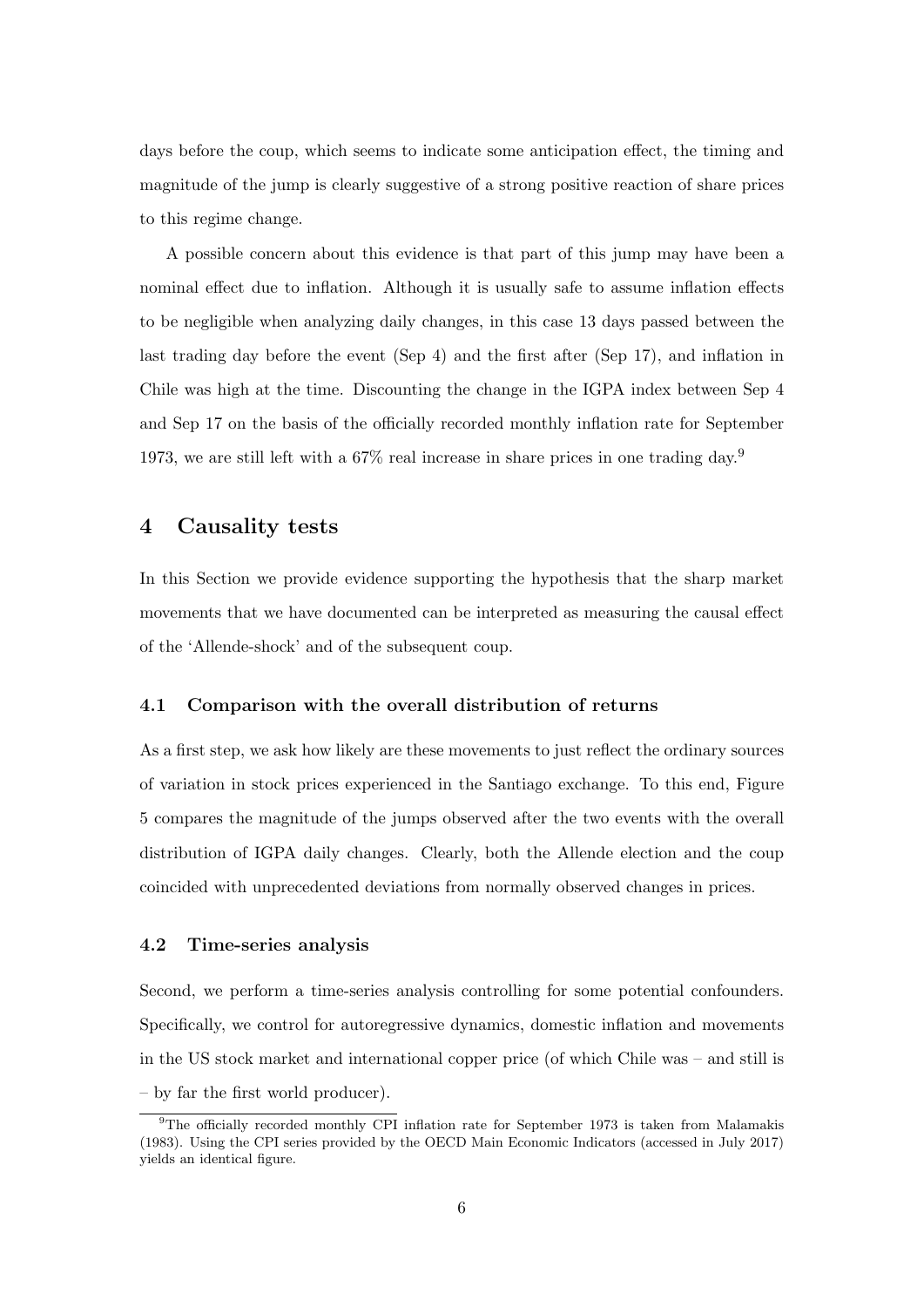days before the coup, which seems to indicate some anticipation effect, the timing and magnitude of the jump is clearly suggestive of a strong positive reaction of share prices to this regime change.

A possible concern about this evidence is that part of this jump may have been a nominal effect due to inflation. Although it is usually safe to assume inflation effects to be negligible when analyzing daily changes, in this case 13 days passed between the last trading day before the event (Sep 4) and the first after (Sep 17), and inflation in Chile was high at the time. Discounting the change in the IGPA index between Sep 4 and Sep 17 on the basis of the officially recorded monthly inflation rate for September 1973, we are still left with a 67% real increase in share prices in one trading day.[9]

## 4 Causality tests

In this Section we provide evidence supporting the hypothesis that the sharp market movements that we have documented can be interpreted as measuring the causal effect of the 'Allende-shock' and of the subsequent coup.

### 4.1 Comparison with the overall distribution of returns

As a first step, we ask how likely are these movements to just reflect the ordinary sources of variation in stock prices experienced in the Santiago exchange. To this end, Figure 5 compares the magnitude of the jumps observed after the two events with the overall distribution of IGPA daily changes. Clearly, both the Allende election and the coup coincided with unprecedented deviations from normally observed changes in prices.

### 4.2 Time-series analysis

Second, we perform a time-series analysis controlling for some potential confounders. Specifically, we control for autoregressive dynamics, domestic inflation and movements in the US stock market and international copper price (of which Chile was – and still is – by far the first world producer).

[9]The officially recorded monthly CPI inflation rate for September 1973 is taken from Malamakis (1983). Using the CPI series provided by the OECD Main Economic Indicators (accessed in July 2017) yields an identical figure.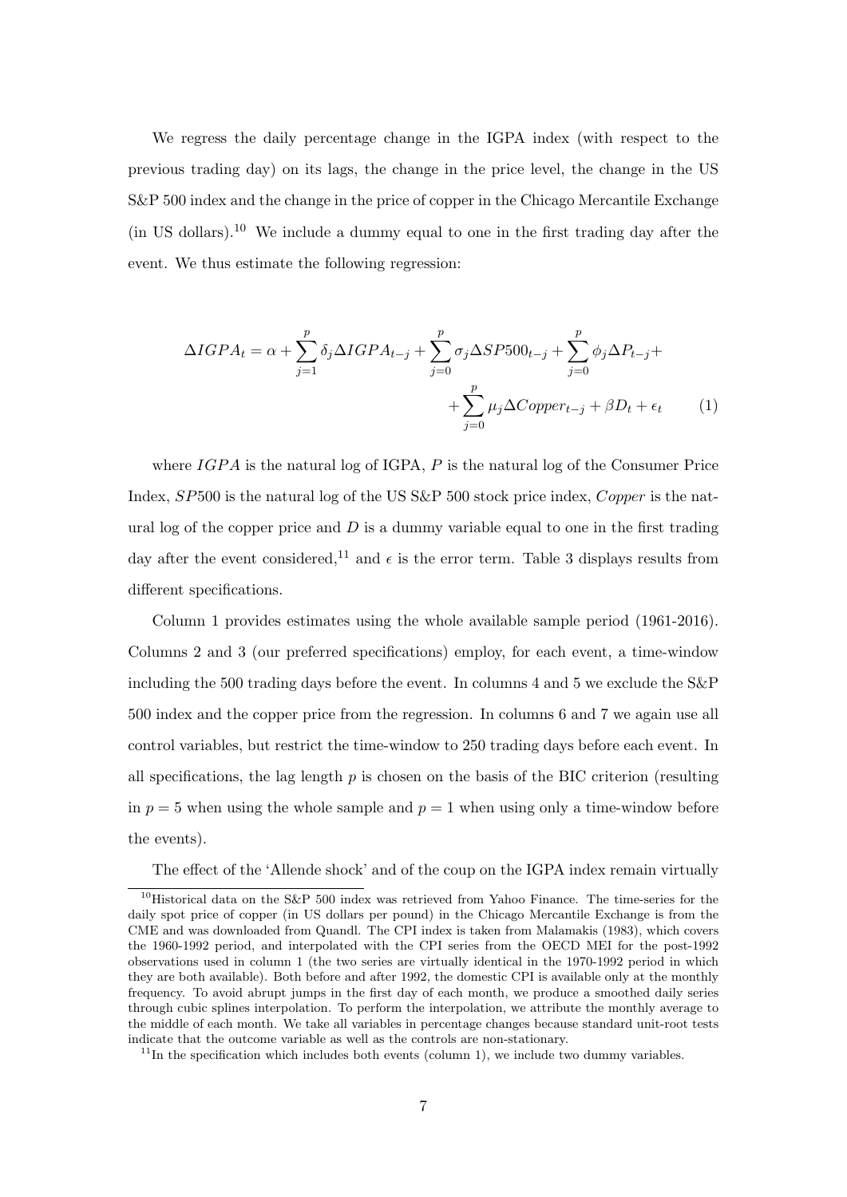We regress the daily percentage change in the IGPA index (with respect to the previous trading day) on its lags, the change in the price level, the change in the US S&P 500 index and the change in the price of copper in the Chicago Mercantile Exchange (in US dollars).[10] We include a dummy equal to one in the first trading day after the event. We thus estimate the following regression:

$$\Delta IGPA_t = \alpha + \sum_{j=1}^{p} \delta_j \Delta IGPA_{t-j} + \sum_{j=0}^{p} \sigma_j \Delta SP500_{t-j} + \sum_{j=0}^{p} \phi_j \Delta P_{t-j} + + \sum_{j=0}^{p} \mu_j \Delta Copper_{t-j} + \beta D_t + \epsilon_t \quad (1)$$

where $IGPA$ is the natural log of IGPA, $P$ is the natural log of the Consumer Price Index, $SP500$ is the natural log of the US S&P 500 stock price index, $Copper$ is the natural log of the copper price and $D$ is a dummy variable equal to one in the first trading day after the event considered,[11] and $\epsilon$ is the error term. Table 3 displays results from different specifications.

Column 1 provides estimates using the whole available sample period (1961-2016). Columns 2 and 3 (our preferred specifications) employ, for each event, a time-window including the 500 trading days before the event. In columns 4 and 5 we exclude the S&P 500 index and the copper price from the regression. In columns 6 and 7 we again use all control variables, but restrict the time-window to 250 trading days before each event. In all specifications, the lag length $p$ is chosen on the basis of the BIC criterion (resulting in $p = 5$ when using the whole sample and $p = 1$ when using only a time-window before the events).

The effect of the 'Allende shock' and of the coup on the IGPA index remain virtually

[10] Historical data on the S&P 500 index was retrieved from Yahoo Finance. The time-series for the daily spot price of copper (in US dollars per pound) in the Chicago Mercantile Exchange is from the CME and was downloaded from Quandl. The CPI index is taken from Malamakis (1983), which covers the 1960-1992 period, and interpolated with the CPI series from the OECD MEI for the post-1992 observations used in column 1 (the two series are virtually identical in the 1970-1992 period in which they are both available). Both before and after 1992, the domestic CPI is available only at the monthly frequency. To avoid abrupt jumps in the first day of each month, we produce a smoothed daily series through cubic splines interpolation. To perform the interpolation, we attribute the monthly average to the middle of each month. We take all variables in percentage changes because standard unit-root tests indicate that the outcome variable as well as the controls are non-stationary.

[11] In the specification which includes both events (column 1), we include two dummy variables.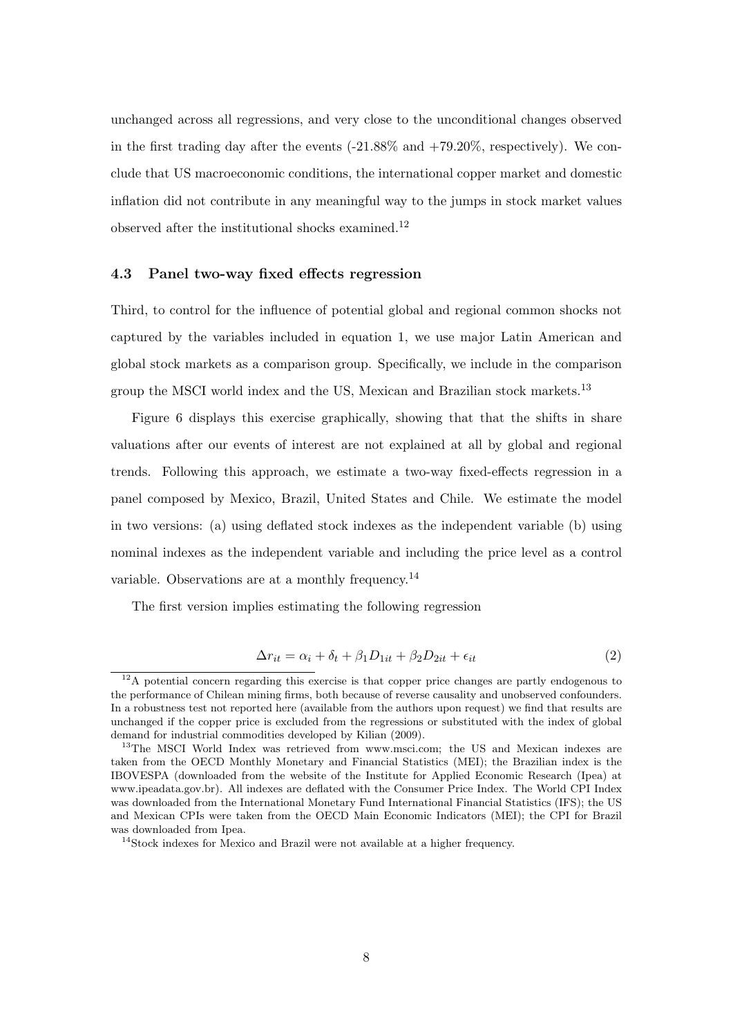unchanged across all regressions, and very close to the unconditional changes observed in the first trading day after the events (-21.88% and +79.20%, respectively). We conclude that US macroeconomic conditions, the international copper market and domestic inflation did not contribute in any meaningful way to the jumps in stock market values observed after the institutional shocks examined.[12]

### 4.3 Panel two-way fixed effects regression

Third, to control for the influence of potential global and regional common shocks not captured by the variables included in equation 1, we use major Latin American and global stock markets as a comparison group. Specifically, we include in the comparison group the MSCI world index and the US, Mexican and Brazilian stock markets.[13]

Figure 6 displays this exercise graphically, showing that that the shifts in share valuations after our events of interest are not explained at all by global and regional trends. Following this approach, we estimate a two-way fixed-effects regression in a panel composed by Mexico, Brazil, United States and Chile. We estimate the model in two versions: (a) using deflated stock indexes as the independent variable (b) using nominal indexes as the independent variable and including the price level as a control variable. Observations are at a monthly frequency.[14]

The first version implies estimating the following regression

$$\Delta r_{it} = \alpha_i + \delta_t + \beta_1 D_{1it} + \beta_2 D_{2it} + \epsilon_{it} \tag{2}$$

[12] A potential concern regarding this exercise is that copper price changes are partly endogenous to the performance of Chilean mining firms, both because of reverse causality and unobserved confounders. In a robustness test not reported here (available from the authors upon request) we find that results are unchanged if the copper price is excluded from the regressions or substituted with the index of global demand for industrial commodities developed by Kilian (2009).

[13] The MSCI World Index was retrieved from www.msci.com; the US and Mexican indexes are taken from the OECD Monthly Monetary and Financial Statistics (MEI); the Brazilian index is the IBOVESPA (downloaded from the website of the Institute for Applied Economic Research (Ipea) at www.ipeadata.gov.br). All indexes are deflated with the Consumer Price Index. The World CPI Index was downloaded from the International Monetary Fund International Financial Statistics (IFS); the US and Mexican CPIs were taken from the OECD Main Economic Indicators (MEI); the CPI for Brazil was downloaded from Ipea.

[14] Stock indexes for Mexico and Brazil were not available at a higher frequency.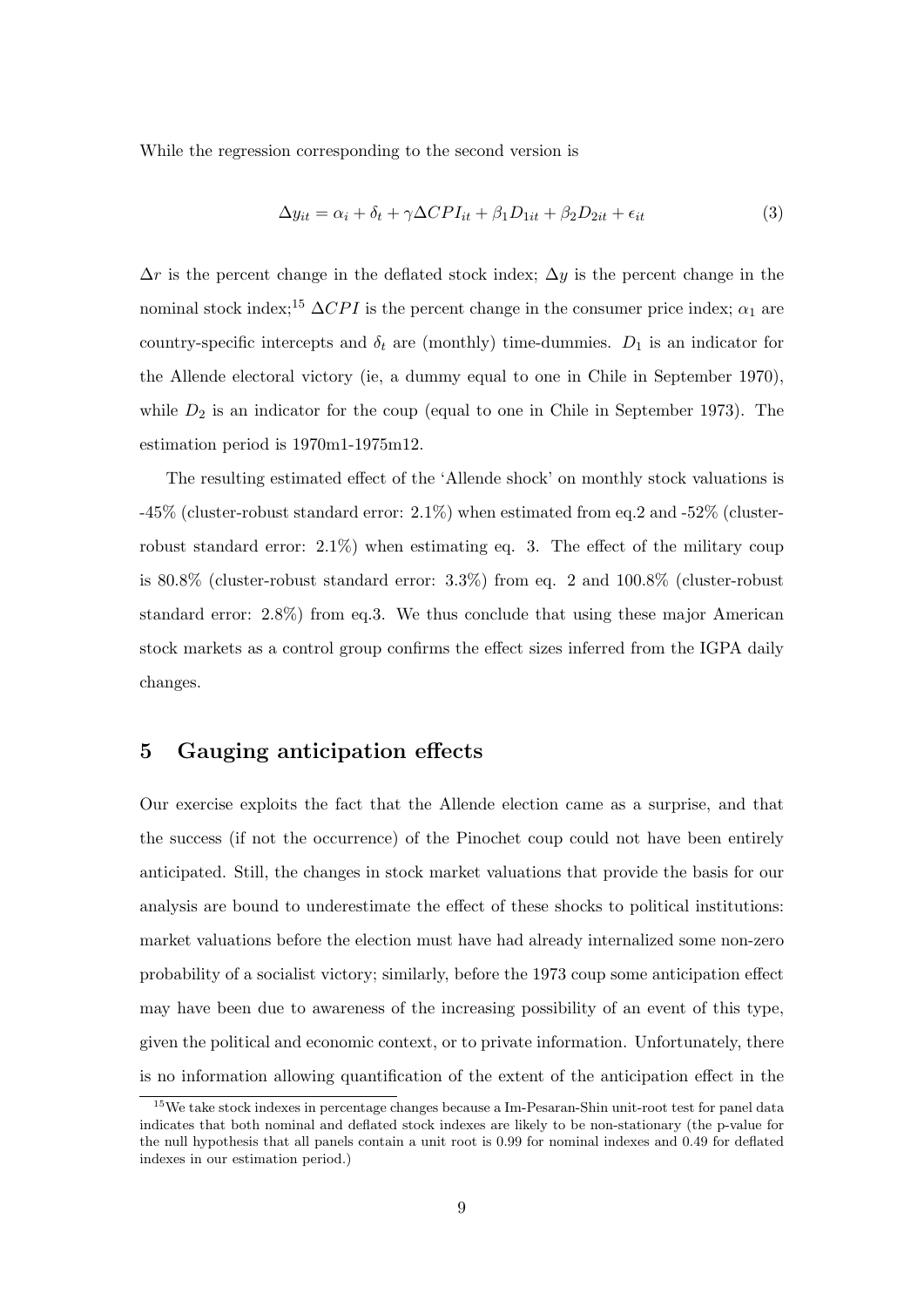While the regression corresponding to the second version is

$$\Delta y_{it} = \alpha_i + \delta_t + \gamma \Delta CPI_{it} + \beta_1 D_{1it} + \beta_2 D_{2it} + \epsilon_{it} \tag{3}$$

$\Delta r$ is the percent change in the deflated stock index; $\Delta y$ is the percent change in the nominal stock index;[15] $\Delta CPI$ is the percent change in the consumer price index; $\alpha_1$ are country-specific intercepts and $\delta_t$ are (monthly) time-dummies. $D_1$ is an indicator for the Allende electoral victory (ie, a dummy equal to one in Chile in September 1970), while $D_2$ is an indicator for the coup (equal to one in Chile in September 1973). The estimation period is 1970m1-1975m12.

The resulting estimated effect of the 'Allende shock' on monthly stock valuations is -45% (cluster-robust standard error: 2.1%) when estimated from eq.2 and -52% (cluster-robust standard error: 2.1%) when estimating eq. 3. The effect of the military coup is 80.8% (cluster-robust standard error: 3.3%) from eq. 2 and 100.8% (cluster-robust standard error: 2.8%) from eq.3. We thus conclude that using these major American stock markets as a control group confirms the effect sizes inferred from the IGPA daily changes.

## 5 Gauging anticipation effects

Our exercise exploits the fact that the Allende election came as a surprise, and that the success (if not the occurrence) of the Pinochet coup could not have been entirely anticipated. Still, the changes in stock market valuations that provide the basis for our analysis are bound to underestimate the effect of these shocks to political institutions: market valuations before the election must have had already internalized some non-zero probability of a socialist victory; similarly, before the 1973 coup some anticipation effect may have been due to awareness of the increasing possibility of an event of this type, given the political and economic context, or to private information. Unfortunately, there is no information allowing quantification of the extent of the anticipation effect in the

[15] We take stock indexes in percentage changes because a Im-Pesaran-Shin unit-root test for panel data indicates that both nominal and deflated stock indexes are likely to be non-stationary (the p-value for the null hypothesis that all panels contain a unit root is 0.99 for nominal indexes and 0.49 for deflated indexes in our estimation period.)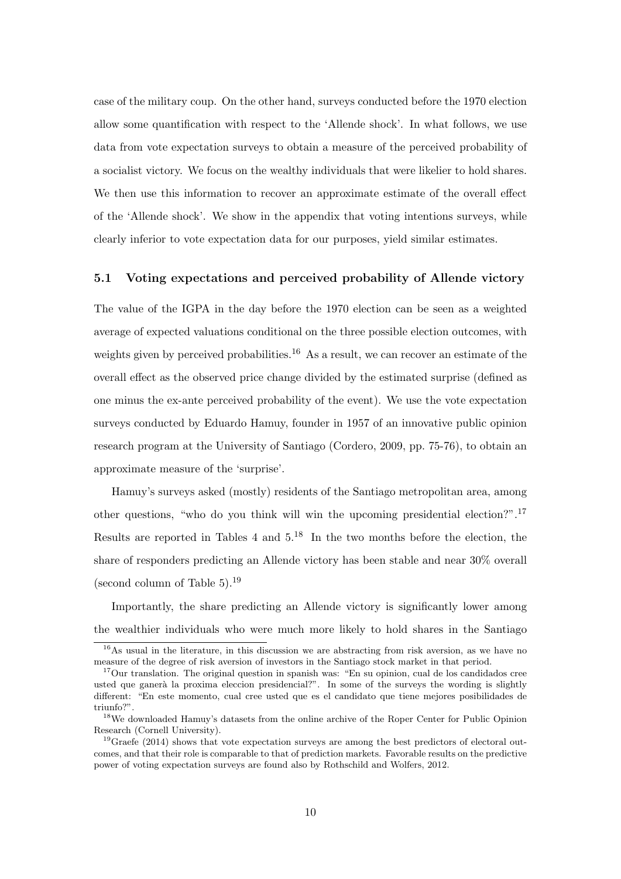case of the military coup. On the other hand, surveys conducted before the 1970 election allow some quantification with respect to the 'Allende shock'. In what follows, we use data from vote expectation surveys to obtain a measure of the perceived probability of a socialist victory. We focus on the wealthy individuals that were likelier to hold shares. We then use this information to recover an approximate estimate of the overall effect of the 'Allende shock'. We show in the appendix that voting intentions surveys, while clearly inferior to vote expectation data for our purposes, yield similar estimates.

### 5.1 Voting expectations and perceived probability of Allende victory

The value of the IGPA in the day before the 1970 election can be seen as a weighted average of expected valuations conditional on the three possible election outcomes, with weights given by perceived probabilities.[16] As a result, we can recover an estimate of the overall effect as the observed price change divided by the estimated surprise (defined as one minus the ex-ante perceived probability of the event). We use the vote expectation surveys conducted by Eduardo Hamuy, founder in 1957 of an innovative public opinion research program at the University of Santiago (Cordero, 2009, pp. 75-76), to obtain an approximate measure of the 'surprise'.

Hamuy's surveys asked (mostly) residents of the Santiago metropolitan area, among other questions, "who do you think will win the upcoming presidential election?".[17] Results are reported in Tables 4 and 5.[18] In the two months before the election, the share of responders predicting an Allende victory has been stable and near 30% overall (second column of Table 5).[19]

Importantly, the share predicting an Allende victory is significantly lower among the wealthier individuals who were much more likely to hold shares in the Santiago

[16] As usual in the literature, in this discussion we are abstracting from risk aversion, as we have no measure of the degree of risk aversion of investors in the Santiago stock market in that period.

[17] Our translation. The original question in spanish was: "En su opinion, cual de los candidados cree usted que generà la proxima eleccion presidencial?". In some of the surveys the wording is slightly different: "En este momento, cual cree usted que es el candidato que tiene mejores posibilidades de triunfo?".

[18] We downloaded Hamuy's datasets from the online archive of the Roper Center for Public Opinion Research (Cornell University).

[19] Graefe (2014) shows that vote expectation surveys are among the best predictors of electoral outcomes, and that their role is comparable to that of prediction markets. Favorable results on the predictive power of voting expectation surveys are found also by Rothschild and Wolfers, 2012.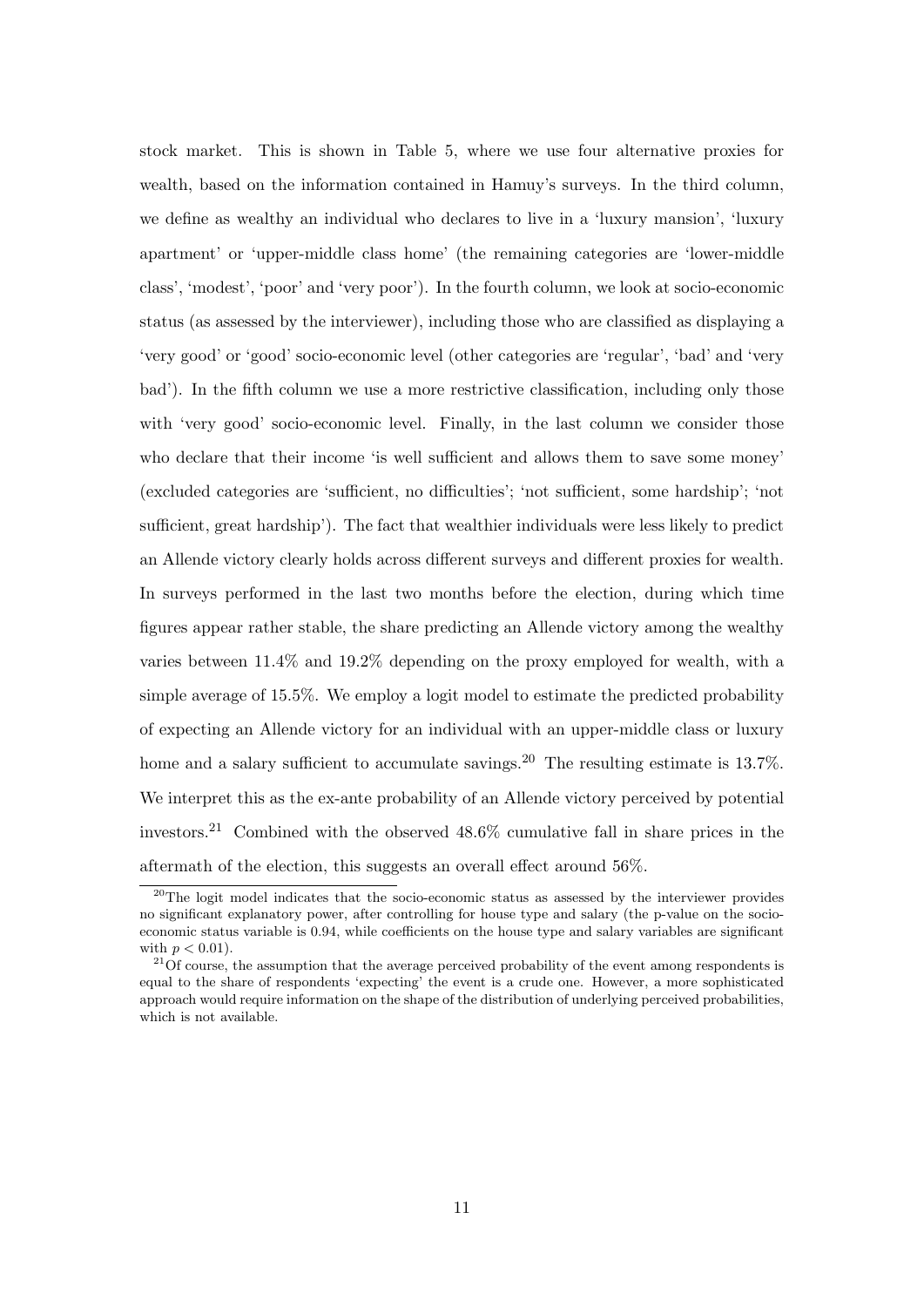stock market. This is shown in Table 5, where we use four alternative proxies for wealth, based on the information contained in Hamuy's surveys. In the third column, we define as wealthy an individual who declares to live in a 'luxury mansion', 'luxury apartment' or 'upper-middle class home' (the remaining categories are 'lower-middle class', 'modest', 'poor' and 'very poor'). In the fourth column, we look at socio-economic status (as assessed by the interviewer), including those who are classified as displaying a 'very good' or 'good' socio-economic level (other categories are 'regular', 'bad' and 'very bad'). In the fifth column we use a more restrictive classification, including only those with 'very good' socio-economic level. Finally, in the last column we consider those who declare that their income 'is well sufficient and allows them to save some money' (excluded categories are 'sufficient, no difficulties'; 'not sufficient, some hardship'; 'not sufficient, great hardship'). The fact that wealthier individuals were less likely to predict an Allende victory clearly holds across different surveys and different proxies for wealth. In surveys performed in the last two months before the election, during which time figures appear rather stable, the share predicting an Allende victory among the wealthy varies between 11.4% and 19.2% depending on the proxy employed for wealth, with a simple average of 15.5%. We employ a logit model to estimate the predicted probability of expecting an Allende victory for an individual with an upper-middle class or luxury home and a salary sufficient to accumulate savings.[20] The resulting estimate is 13.7%. We interpret this as the ex-ante probability of an Allende victory perceived by potential investors.[21] Combined with the observed 48.6% cumulative fall in share prices in the aftermath of the election, this suggests an overall effect around 56%.

---

[20] The logit model indicates that the socio-economic status as assessed by the interviewer provides no significant explanatory power, after controlling for house type and salary (the p-value on the socio-economic status variable is 0.94, while coefficients on the house type and salary variables are significant with $p < 0.01$).

[21] Of course, the assumption that the average perceived probability of the event among respondents is equal to the share of respondents 'expecting' the event is a crude one. However, a more sophisticated approach would require information on the shape of the distribution of underlying perceived probabilities, which is not available.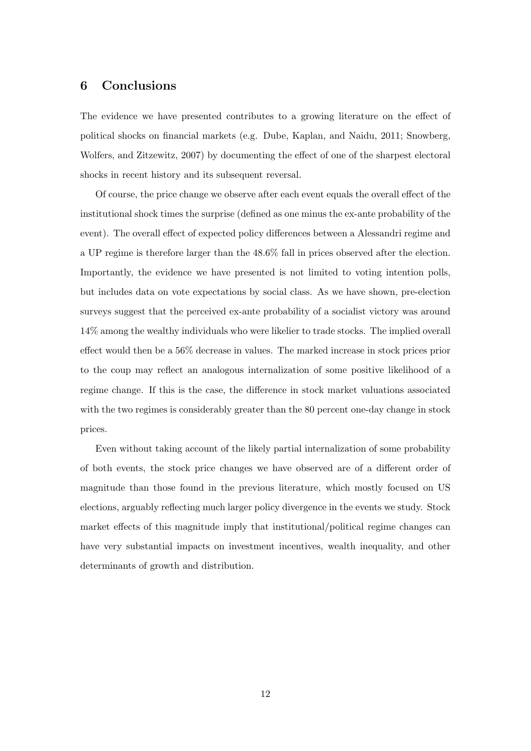## 6 Conclusions

The evidence we have presented contributes to a growing literature on the effect of political shocks on financial markets (e.g. Dube, Kaplan, and Naidu, 2011; Snowberg, Wolfers, and Zitzewitz, 2007) by documenting the effect of one of the sharpest electoral shocks in recent history and its subsequent reversal.

Of course, the price change we observe after each event equals the overall effect of the institutional shock times the surprise (defined as one minus the ex-ante probability of the event). The overall effect of expected policy differences between a Alessandri regime and a UP regime is therefore larger than the 48.6% fall in prices observed after the election. Importantly, the evidence we have presented is not limited to voting intention polls, but includes data on vote expectations by social class. As we have shown, pre-election surveys suggest that the perceived ex-ante probability of a socialist victory was around 14% among the wealthy individuals who were likelier to trade stocks. The implied overall effect would then be a 56% decrease in values. The marked increase in stock prices prior to the coup may reflect an analogous internalization of some positive likelihood of a regime change. If this is the case, the difference in stock market valuations associated with the two regimes is considerably greater than the 80 percent one-day change in stock prices.

Even without taking account of the likely partial internalization of some probability of both events, the stock price changes we have observed are of a different order of magnitude than those found in the previous literature, which mostly focused on US elections, arguably reflecting much larger policy divergence in the events we study. Stock market effects of this magnitude imply that institutional/political regime changes can have very substantial impacts on investment incentives, wealth inequality, and other determinants of growth and distribution.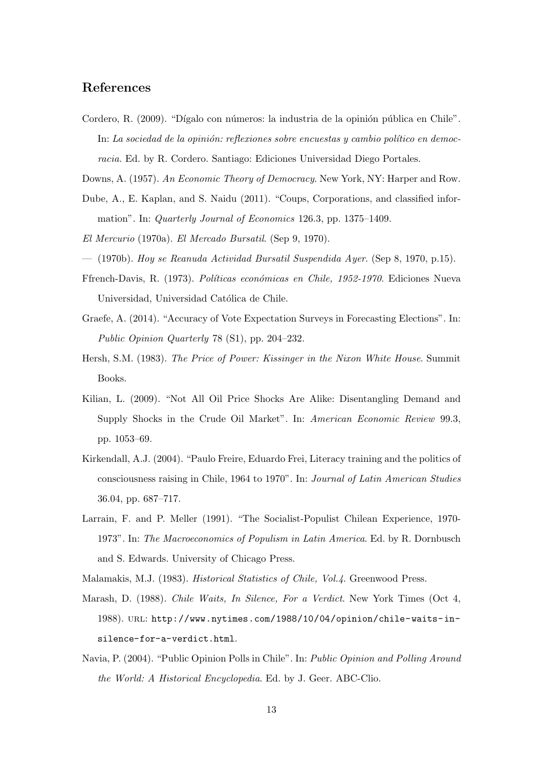## References

Cordero, R. (2009). "Dígalo con números: la industria de la opinión pública en Chile". In: *La sociedad de la opinión: reflexiones sobre encuestas y cambio político en democracia.* Ed. by R. Cordero. Santiago: Ediciones Universidad Diego Portales.

Downs, A. (1957). *An Economic Theory of Democracy*. New York, NY: Harper and Row.

Dube, A., E. Kaplan, and S. Naidu (2011). "Coups, Corporations, and classified information". In: *Quarterly Journal of Economics* 126.3, pp. 1375–1409.

*El Mercurio* (1970a). *El Mercado Bursatil*. (Sep 9, 1970).

— (1970b). *Hoy se Reanuda Actividad Bursatil Suspendida Ayer*. (Sep 8, 1970, p.15).

Ffrench-Davis, R. (1973). *Políticas económicas en Chile, 1952-1970*. Ediciones Nueva Universidad, Universidad Católica de Chile.

Graefe, A. (2014). "Accuracy of Vote Expectation Surveys in Forecasting Elections". In: *Public Opinion Quarterly* 78 (S1), pp. 204–232.

Hersh, S.M. (1983). *The Price of Power: Kissinger in the Nixon White House*. Summit Books.

Kilian, L. (2009). "Not All Oil Price Shocks Are Alike: Disentangling Demand and Supply Shocks in the Crude Oil Market". In: *American Economic Review* 99.3, pp. 1053–69.

Kirkendall, A.J. (2004). "Paulo Freire, Eduardo Frei, Literacy training and the politics of consciousness raising in Chile, 1964 to 1970". In: *Journal of Latin American Studies* 36.04, pp. 687–717.

Larrain, F. and P. Meller (1991). "The Socialist-Populist Chilean Experience, 1970-1973". In: *The Macroeconomics of Populism in Latin America*. Ed. by R. Dornbusch and S. Edwards. University of Chicago Press.

Malamakis, M.J. (1983). *Historical Statistics of Chile, Vol.4*. Greenwood Press.

Marash, D. (1988). *Chile Waits, In Silence, For a Verdict*. New York Times (Oct 4, 1988). URL: http://www.nytimes.com/1988/10/04/opinion/chile-waits-in-silence-for-a-verdict.html.

Navia, P. (2004). "Public Opinion Polls in Chile". In: *Public Opinion and Polling Around the World: A Historical Encyclopedia*. Ed. by J. Geer. ABC-Clio.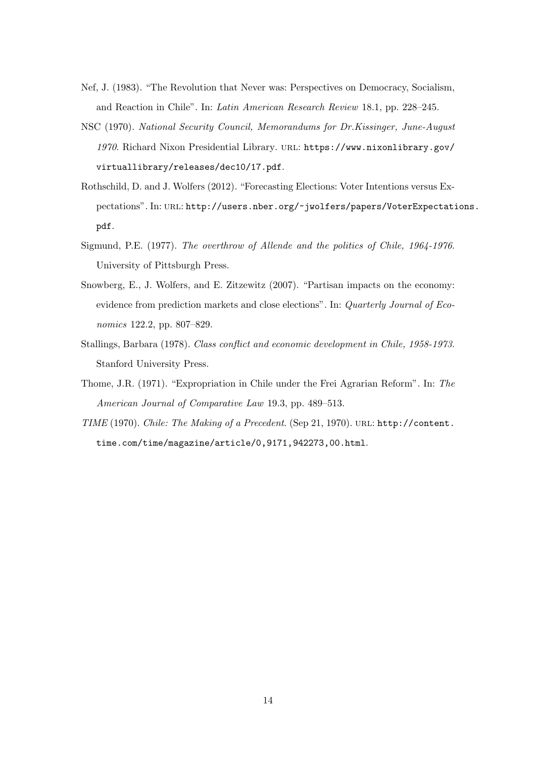Nef, J. (1983). "The Revolution that Never was: Perspectives on Democracy, Socialism, and Reaction in Chile". In: *Latin American Research Review* 18.1, pp. 228–245.

NSC (1970). *National Security Council, Memorandums for Dr.Kissinger, June-August 1970*. Richard Nixon Presidential Library. URL: `https://www.nixonlibrary.gov/virtuallibrary/releases/dec10/17.pdf`.

Rothschild, D. and J. Wolfers (2012). "Forecasting Elections: Voter Intentions versus Expectations". In: URL: `http://users.nber.org/~jwolfers/papers/VoterExpectations.pdf`.

Sigmund, P.E. (1977). *The overthrow of Allende and the politics of Chile, 1964-1976*. University of Pittsburgh Press.

Snowberg, E., J. Wolfers, and E. Zitzewitz (2007). "Partisan impacts on the economy: evidence from prediction markets and close elections". In: *Quarterly Journal of Economics* 122.2, pp. 807–829.

Stallings, Barbara (1978). *Class conflict and economic development in Chile, 1958-1973*. Stanford University Press.

Thome, J.R. (1971). "Expropriation in Chile under the Frei Agrarian Reform". In: *The American Journal of Comparative Law* 19.3, pp. 489–513.

*TIME* (1970). *Chile: The Making of a Precedent*. (Sep 21, 1970). URL: `http://content.time.com/time/magazine/article/0,9171,942273,00.html`.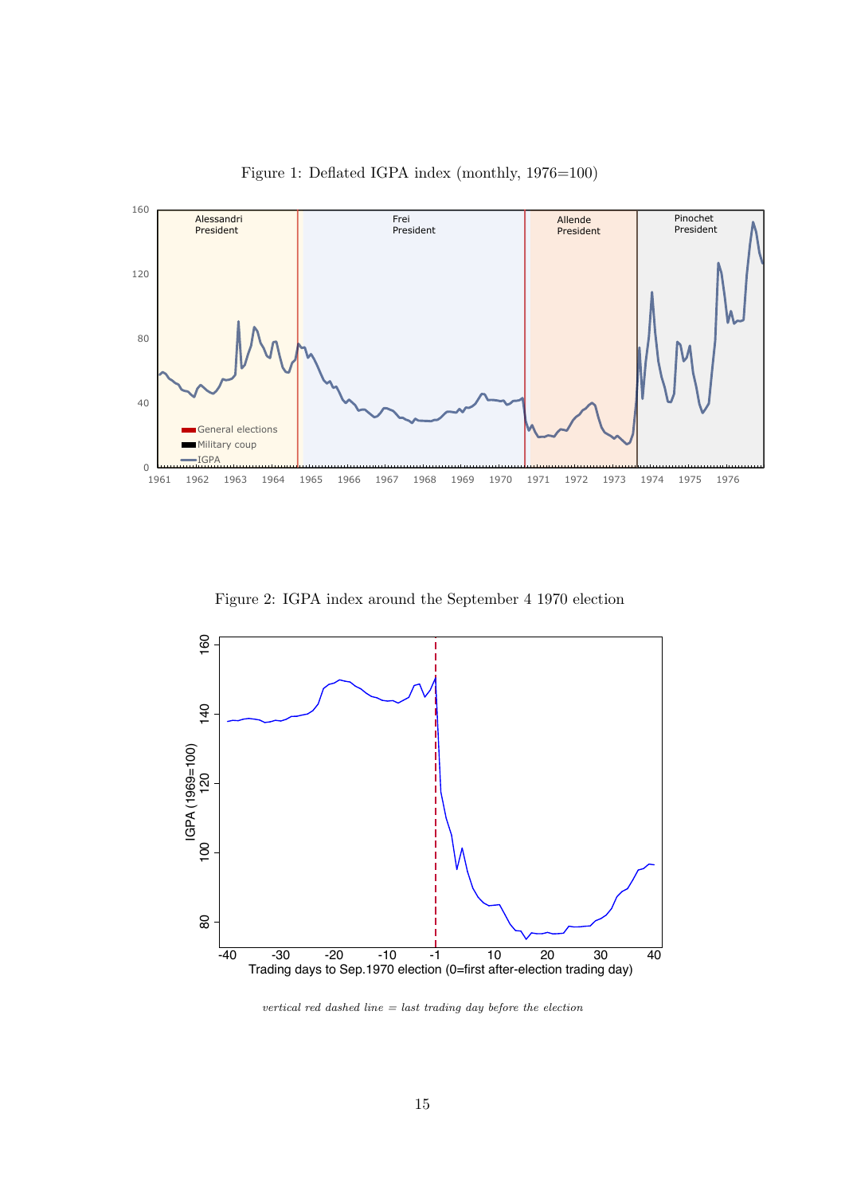Figure 1: Deflated IGPA index (monthly, 1976=100)

Figure 2: IGPA index around the September 4 1970 election

*vertical red dashed line = last trading day before the election*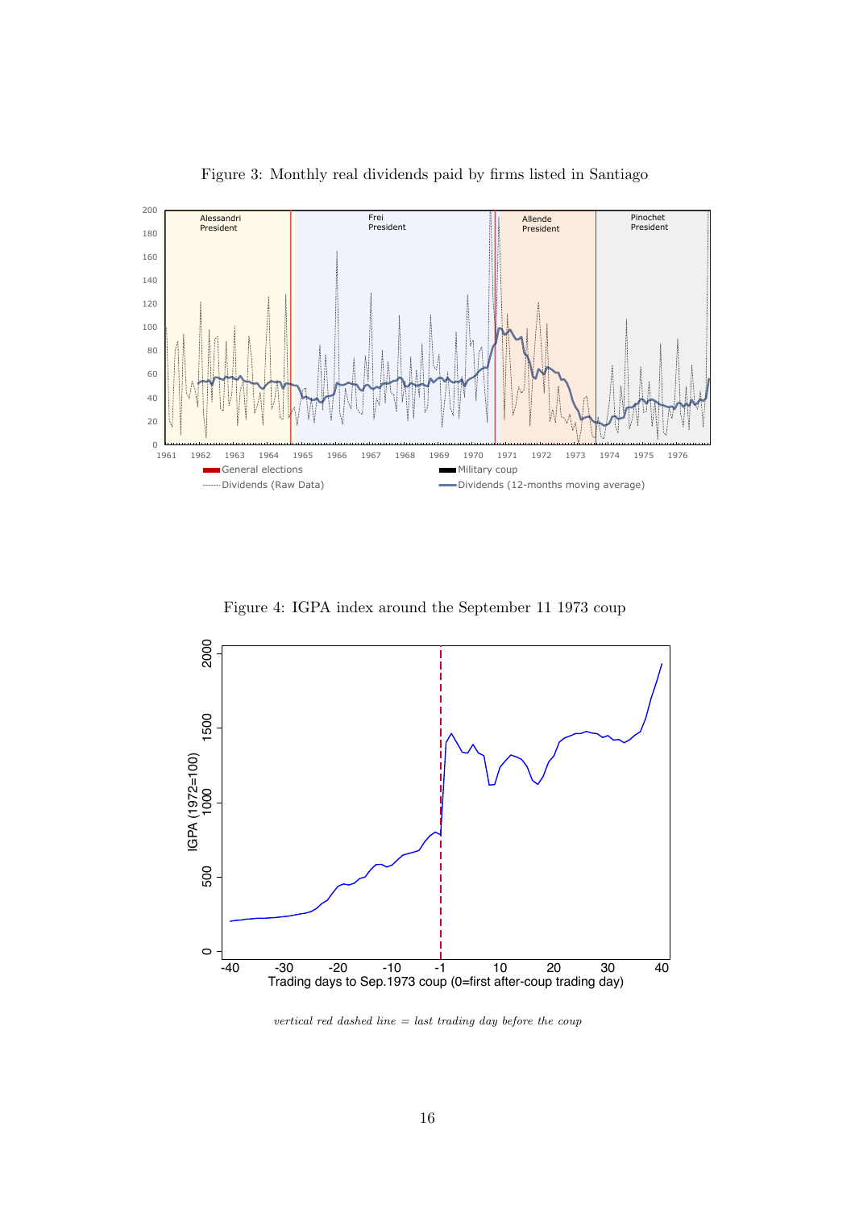Figure 3: Monthly real dividends paid by firms listed in Santiago

Figure 4: IGPA index around the September 11 1973 coup

*vertical red dashed line = last trading day before the coup*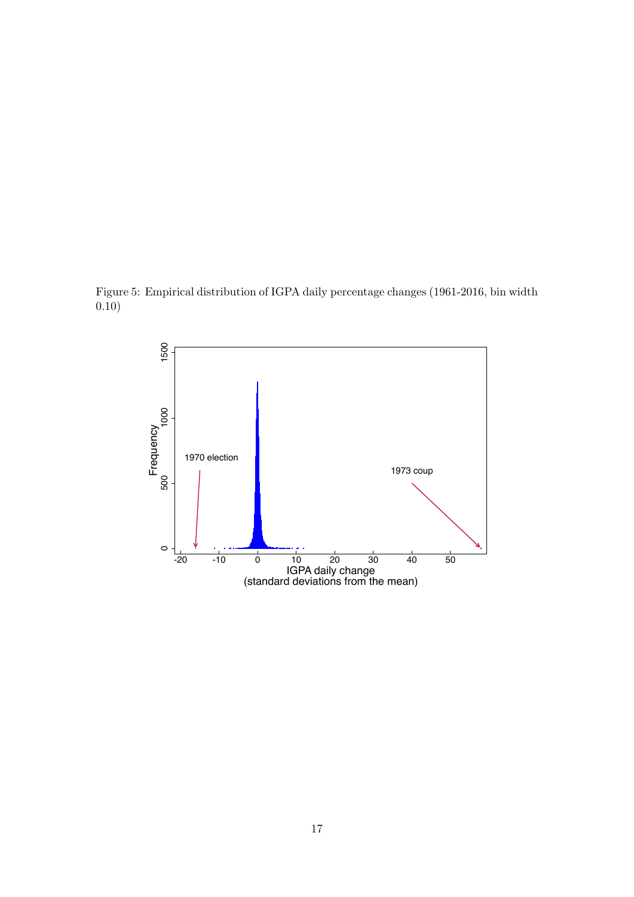Figure 5: Empirical distribution of IGPA daily percentage changes (1961-2016, bin width 0.10)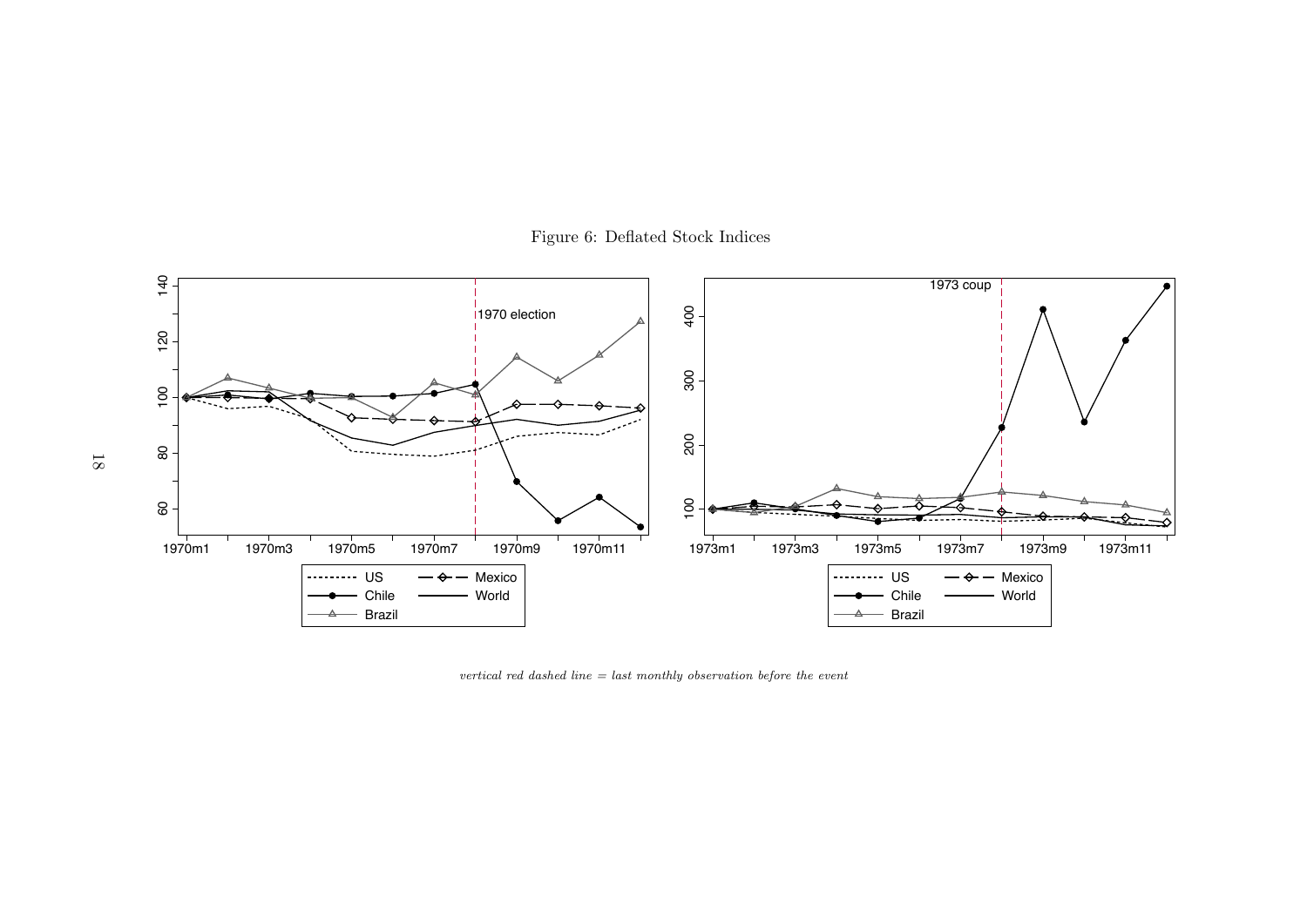Figure 6: Deflated Stock Indices

*vertical red dashed line = last monthly observation before the event*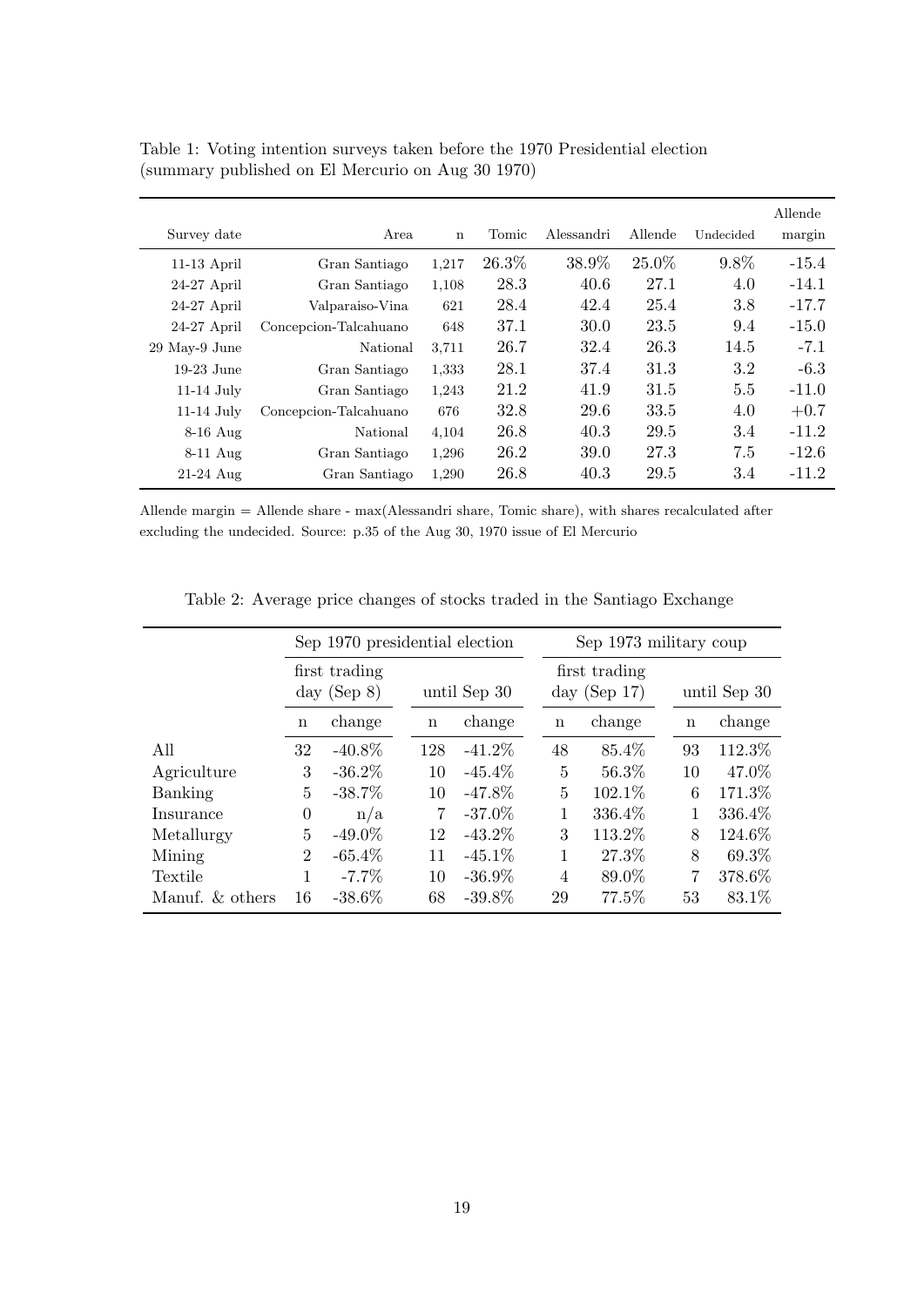Table 1: Voting intention surveys taken before the 1970 Presidential election (summary published on El Mercurio on Aug 30 1970)

| Survey date | Area | n | Tomic | Alessandri | Allende | Undecided | Allende margin |
|---|---|---|---|---|---|---|---|
| 11-13 April | Gran Santiago | 1,217 | 26.3% | 38.9% | 25.0% | 9.8% | -15.4 |
| 24-27 April | Gran Santiago | 1,108 | 28.3 | 40.6 | 27.1 | 4.0 | -14.1 |
| 24-27 April | Valparaiso-Vina | 621 | 28.4 | 42.4 | 25.4 | 3.8 | -17.7 |
| 24-27 April | Concepcion-Talcahuano | 648 | 37.1 | 30.0 | 23.5 | 9.4 | -15.0 |
| 29 May-9 June | National | 3,711 | 26.7 | 32.4 | 26.3 | 14.5 | -7.1 |
| 19-23 June | Gran Santiago | 1,333 | 28.1 | 37.4 | 31.3 | 3.2 | -6.3 |
| 11-14 July | Gran Santiago | 1,243 | 21.2 | 41.9 | 31.5 | 5.5 | -11.0 |
| 11-14 July | Concepcion-Talcahuano | 676 | 32.8 | 29.6 | 33.5 | 4.0 | +0.7 |
| 8-16 Aug | National | 4,104 | 26.8 | 40.3 | 29.5 | 3.4 | -11.2 |
| 8-11 Aug | Gran Santiago | 1,296 | 26.2 | 39.0 | 27.3 | 7.5 | -12.6 |
| 21-24 Aug | Gran Santiago | 1,290 | 26.8 | 40.3 | 29.5 | 3.4 | -11.2 |

Allende margin = Allende share - max(Alessandri share, Tomic share), with shares recalculated after excluding the undecided. Source: p.35 of the Aug 30, 1970 issue of El Mercurio

Table 2: Average price changes of stocks traded in the Santiago Exchange

| | Sep 1970 presidential election | | | | Sep 1973 military coup | | | |
|---|---|---|---|---|---|---|---|---|
| | first trading day (Sep 8) | | until Sep 30 | | first trading day (Sep 17) | | until Sep 30 | |
| | n | change | n | change | n | change | n | change |
| All | 32 | -40.8% | 128 | -41.2% | 48 | 85.4% | 93 | 112.3% |
| Agriculture | 3 | -36.2% | 10 | -45.4% | 5 | 56.3% | 10 | 47.0% |
| Banking | 5 | -38.7% | 10 | -47.8% | 5 | 102.1% | 6 | 171.3% |
| Insurance | 0 | n/a | 7 | -37.0% | 1 | 336.4% | 1 | 336.4% |
| Metallurgy | 5 | -49.0% | 12 | -43.2% | 3 | 113.2% | 8 | 124.6% |
| Mining | 2 | -65.4% | 11 | -45.1% | 1 | 27.3% | 8 | 69.3% |
| Textile | 1 | -7.7% | 10 | -36.9% | 4 | 89.0% | 7 | 378.6% |
| Manuf. & others | 16 | -38.6% | 68 | -39.8% | 29 | 77.5% | 53 | 83.1% |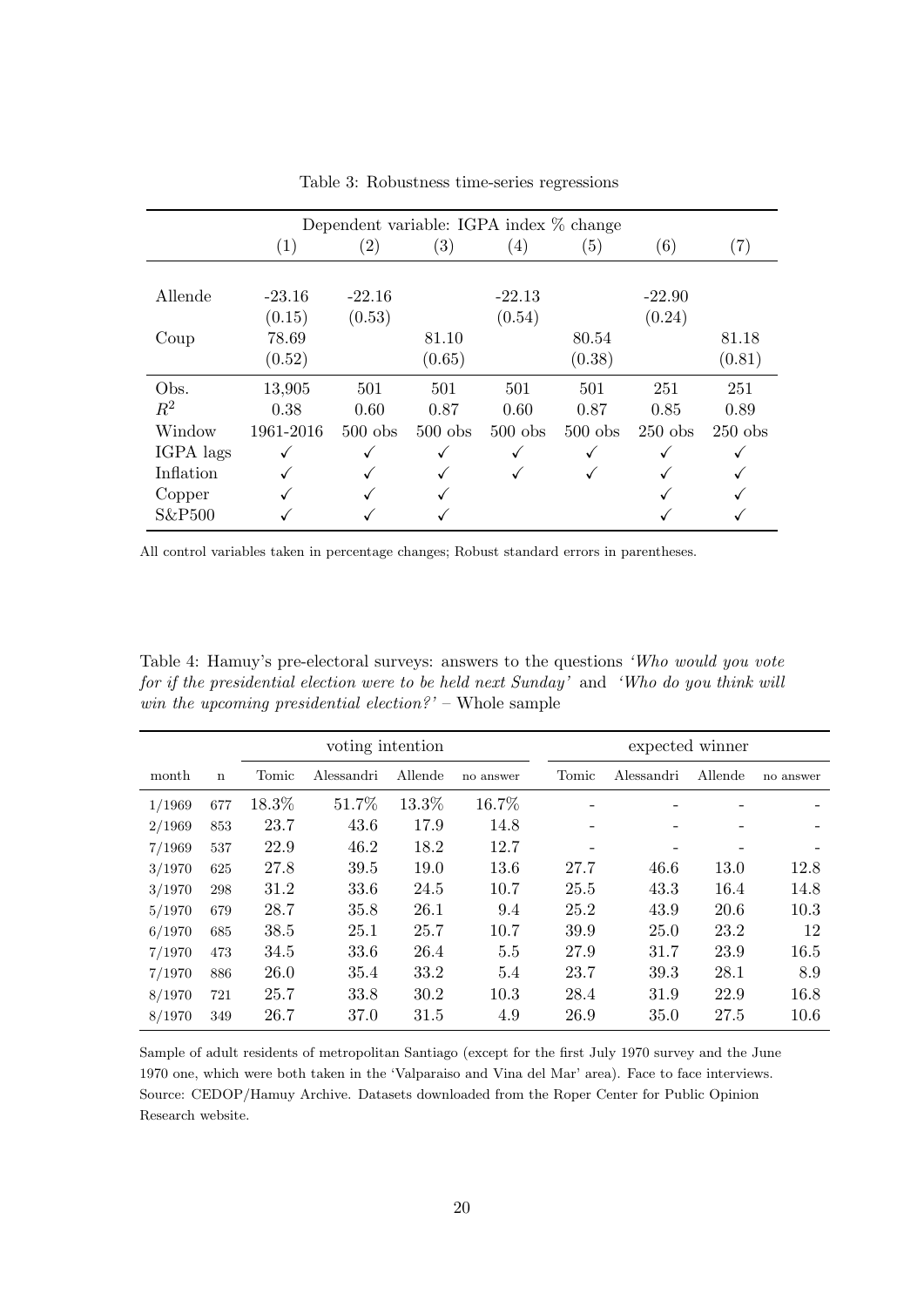Table 3: Robustness time-series regressions

| | Dependent variable: IGPA index % change | | | | | | |
|---|---|---|---|---|---|---|---|
| | (1) | (2) | (3) | (4) | (5) | (6) | (7) |
| Allende | -23.16 | -22.16 | | -22.13 | | -22.90 | |
| | (0.15) | (0.53) | | (0.54) | | (0.24) | |
| Coup | 78.69 | | 81.10 | | 80.54 | | 81.18 |
| | (0.52) | | (0.65) | | (0.38) | | (0.81) |
| Obs. | 13,905 | 501 | 501 | 501 | 501 | 251 | 251 |
| $R^2$ | 0.38 | 0.60 | 0.87 | 0.60 | 0.87 | 0.85 | 0.89 |
| Window | 1961-2016 | 500 obs | 500 obs | 500 obs | 500 obs | 250 obs | 250 obs |
| IGPA lags | ✓ | ✓ | ✓ | ✓ | ✓ | ✓ | ✓ |
| Inflation | ✓ | ✓ | ✓ | ✓ | ✓ | ✓ | ✓ |
| Copper | ✓ | ✓ | ✓ | | | ✓ | ✓ |
| S&P500 | ✓ | ✓ | ✓ | | | ✓ | ✓ |

All control variables taken in percentage changes; Robust standard errors in parentheses.

Table 4: Hamuy's pre-electoral surveys: answers to the questions *'Who would you vote for if the presidential election were to be held next Sunday'* and *'Who do you think will win the upcoming presidential election?'* – Whole sample

| | | voting intention | | | | expected winner | | | |
|---|---|---|---|---|---|---|---|---|---|
| month | n | Tomic | Alessandri | Allende | no answer | Tomic | Alessandri | Allende | no answer |
| 1/1969 | 677 | 18.3% | 51.7% | 13.3% | 16.7% | - | - | - | - |
| 2/1969 | 853 | 23.7 | 43.6 | 17.9 | 14.8 | - | - | - | - |
| 7/1969 | 537 | 22.9 | 46.2 | 18.2 | 12.7 | - | - | - | - |
| 3/1970 | 625 | 27.8 | 39.5 | 19.0 | 13.6 | 27.7 | 46.6 | 13.0 | 12.8 |
| 3/1970 | 298 | 31.2 | 33.6 | 24.5 | 10.7 | 25.5 | 43.3 | 16.4 | 14.8 |
| 5/1970 | 679 | 28.7 | 35.8 | 26.1 | 9.4 | 25.2 | 43.9 | 20.6 | 10.3 |
| 6/1970 | 685 | 38.5 | 25.1 | 25.7 | 10.7 | 39.9 | 25.0 | 23.2 | 12 |
| 7/1970 | 473 | 34.5 | 33.6 | 26.4 | 5.5 | 27.9 | 31.7 | 23.9 | 16.5 |
| 7/1970 | 886 | 26.0 | 35.4 | 33.2 | 5.4 | 23.7 | 39.3 | 28.1 | 8.9 |
| 8/1970 | 721 | 25.7 | 33.8 | 30.2 | 10.3 | 28.4 | 31.9 | 22.9 | 16.8 |
| 8/1970 | 349 | 26.7 | 37.0 | 31.5 | 4.9 | 26.9 | 35.0 | 27.5 | 10.6 |

Sample of adult residents of metropolitan Santiago (except for the first July 1970 survey and the June 1970 one, which were both taken in the 'Valparaiso and Vina del Mar' area). Face to face interviews. Source: CEDOP/Hamuy Archive. Datasets downloaded from the Roper Center for Public Opinion Research website.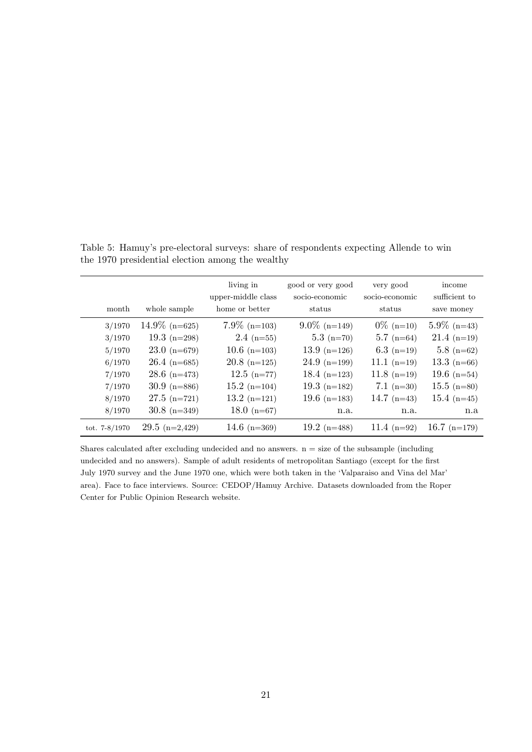Table 5: Hamuy's pre-electoral surveys: share of respondents expecting Allende to win the 1970 presidential election among the wealthy

| month | whole sample | living in upper-middle class home or better | good or very good socio-economic status | very good socio-economic status | income sufficient to save money |
|---|---|---|---|---|---|
| 3/1970 | 14.9% (n=625) | 7.9% (n=103) | 9.0% (n=149) | 0% (n=10) | 5.9% (n=43) |
| 3/1970 | 19.3 (n=298) | 2.4 (n=55) | 5.3 (n=70) | 5.7 (n=64) | 21.4 (n=19) |
| 5/1970 | 23.0 (n=679) | 10.6 (n=103) | 13.9 (n=126) | 6.3 (n=19) | 5.8 (n=62) |
| 6/1970 | 26.4 (n=685) | 20.8 (n=125) | 24.9 (n=199) | 11.1 (n=19) | 13.3 (n=66) |
| 7/1970 | 28.6 (n=473) | 12.5 (n=77) | 18.4 (n=123) | 11.8 (n=19) | 19.6 (n=54) |
| 7/1970 | 30.9 (n=886) | 15.2 (n=104) | 19.3 (n=182) | 7.1 (n=30) | 15.5 (n=80) |
| 8/1970 | 27.5 (n=721) | 13.2 (n=121) | 19.6 (n=183) | 14.7 (n=43) | 15.4 (n=45) |
| 8/1970 | 30.8 (n=349) | 18.0 (n=67) | n.a. | n.a. | n.a |
| tot. 7-8/1970 | 29.5 (n=2,429) | 14.6 (n=369) | 19.2 (n=488) | 11.4 (n=92) | 16.7 (n=179) |

Shares calculated after excluding undecided and no answers. n = size of the subsample (including undecided and no answers). Sample of adult residents of metropolitan Santiago (except for the first July 1970 survey and the June 1970 one, which were both taken in the 'Valparaiso and Vina del Mar' area). Face to face interviews. Source: CEDOP/Hamuy Archive. Datasets downloaded from the Roper Center for Public Opinion Research website.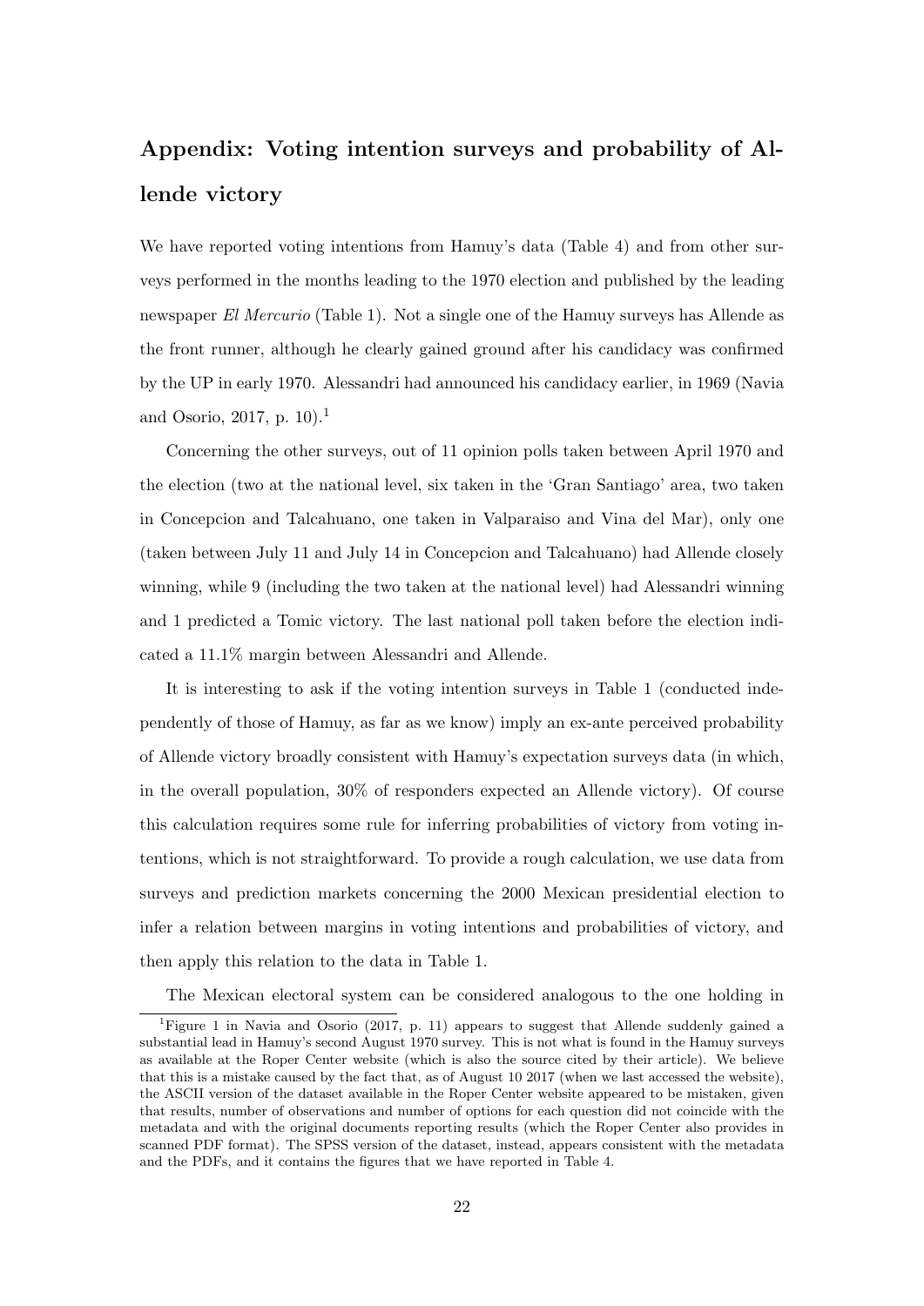# Appendix: Voting intention surveys and probability of Allende victory

We have reported voting intentions from Hamuy's data (Table 4) and from other surveys performed in the months leading to the 1970 election and published by the leading newspaper *El Mercurio* (Table 1). Not a single one of the Hamuy surveys has Allende as the front runner, although he clearly gained ground after his candidacy was confirmed by the UP in early 1970. Alessandri had announced his candidacy earlier, in 1969 (Navia and Osorio, 2017, p. 10).[1]

Concerning the other surveys, out of 11 opinion polls taken between April 1970 and the election (two at the national level, six taken in the 'Gran Santiago' area, two taken in Concepcion and Talcahuano, one taken in Valparaiso and Vina del Mar), only one (taken between July 11 and July 14 in Concepcion and Talcahuano) had Allende closely winning, while 9 (including the two taken at the national level) had Alessandri winning and 1 predicted a Tomic victory. The last national poll taken before the election indicated a 11.1% margin between Alessandri and Allende.

It is interesting to ask if the voting intention surveys in Table 1 (conducted independently of those of Hamuy, as far as we know) imply an ex-ante perceived probability of Allende victory broadly consistent with Hamuy's expectation surveys data (in which, in the overall population, 30% of responders expected an Allende victory). Of course this calculation requires some rule for inferring probabilities of victory from voting intentions, which is not straightforward. To provide a rough calculation, we use data from surveys and prediction markets concerning the 2000 Mexican presidential election to infer a relation between margins in voting intentions and probabilities of victory, and then apply this relation to the data in Table 1.

The Mexican electoral system can be considered analogous to the one holding in

[1] Figure 1 in Navia and Osorio (2017, p. 11) appears to suggest that Allende suddenly gained a substantial lead in Hamuy's second August 1970 survey. This is not what is found in the Hamuy surveys as available at the Roper Center website (which is also the source cited by their article). We believe that this is a mistake caused by the fact that, as of August 10 2017 (when we last accessed the website), the ASCII version of the dataset available in the Roper Center website appeared to be mistaken, given that results, number of observations and number of options for each question did not coincide with the metadata and with the original documents reporting results (which the Roper Center also provides in scanned PDF format). The SPSS version of the dataset, instead, appears consistent with the metadata and the PDFs, and it contains the figures that we have reported in Table 4.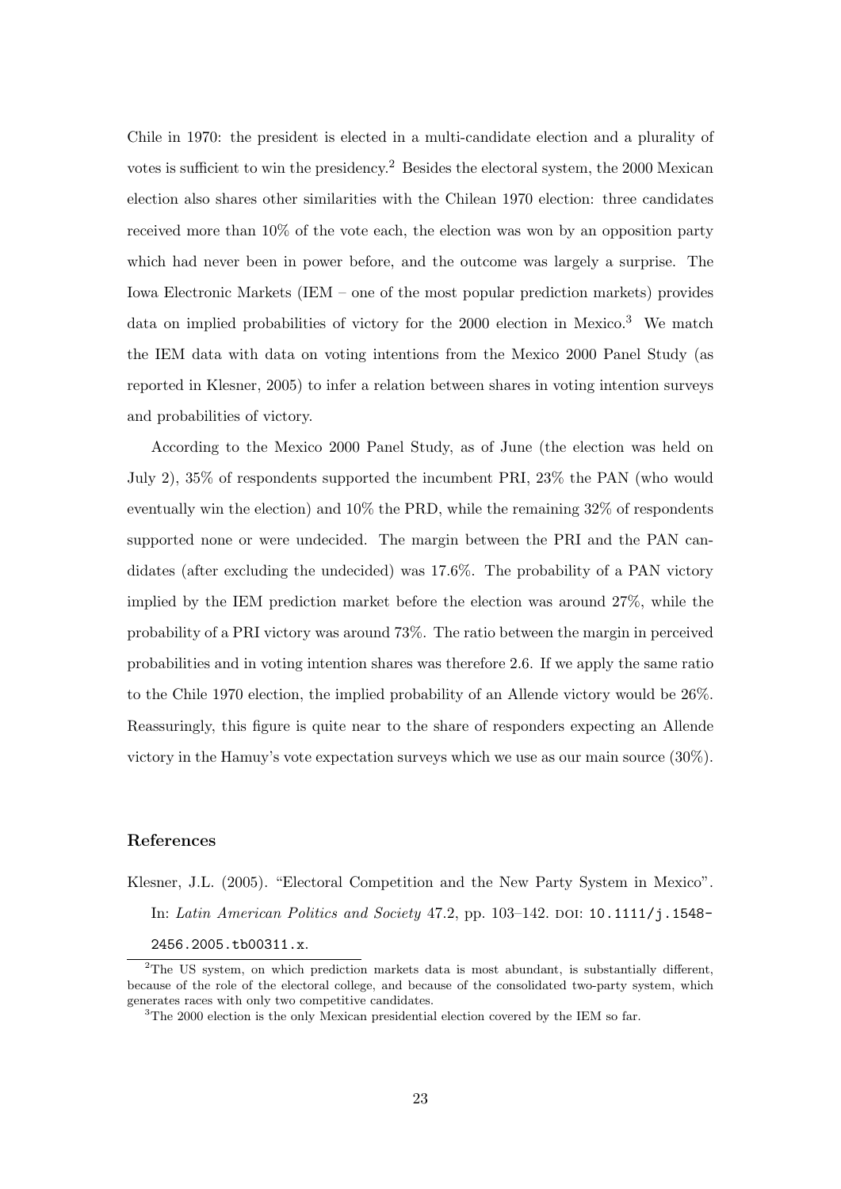Chile in 1970: the president is elected in a multi-candidate election and a plurality of votes is sufficient to win the presidency.[2] Besides the electoral system, the 2000 Mexican election also shares other similarities with the Chilean 1970 election: three candidates received more than 10% of the vote each, the election was won by an opposition party which had never been in power before, and the outcome was largely a surprise. The Iowa Electronic Markets (IEM – one of the most popular prediction markets) provides data on implied probabilities of victory for the 2000 election in Mexico.[3] We match the IEM data with data on voting intentions from the Mexico 2000 Panel Study (as reported in Klesner, 2005) to infer a relation between shares in voting intention surveys and probabilities of victory.

According to the Mexico 2000 Panel Study, as of June (the election was held on July 2), 35% of respondents supported the incumbent PRI, 23% the PAN (who would eventually win the election) and 10% the PRD, while the remaining 32% of respondents supported none or were undecided. The margin between the PRI and the PAN candidates (after excluding the undecided) was 17.6%. The probability of a PAN victory implied by the IEM prediction market before the election was around 27%, while the probability of a PRI victory was around 73%. The ratio between the margin in perceived probabilities and in voting intention shares was therefore 2.6. If we apply the same ratio to the Chile 1970 election, the implied probability of an Allende victory would be 26%. Reassuringly, this figure is quite near to the share of responders expecting an Allende victory in the Hamuy's vote expectation surveys which we use as our main source (30%).

## References

Klesner, J.L. (2005). "Electoral Competition and the New Party System in Mexico". In: *Latin American Politics and Society* 47.2, pp. 103–142. DOI: 10.1111/j.1548-2456.2005.tb00311.x.

[2] The US system, on which prediction markets data is most abundant, is substantially different, because of the role of the electoral college, and because of the consolidated two-party system, which generates races with only two competitive candidates.

[3] The 2000 election is the only Mexican presidential election covered by the IEM so far.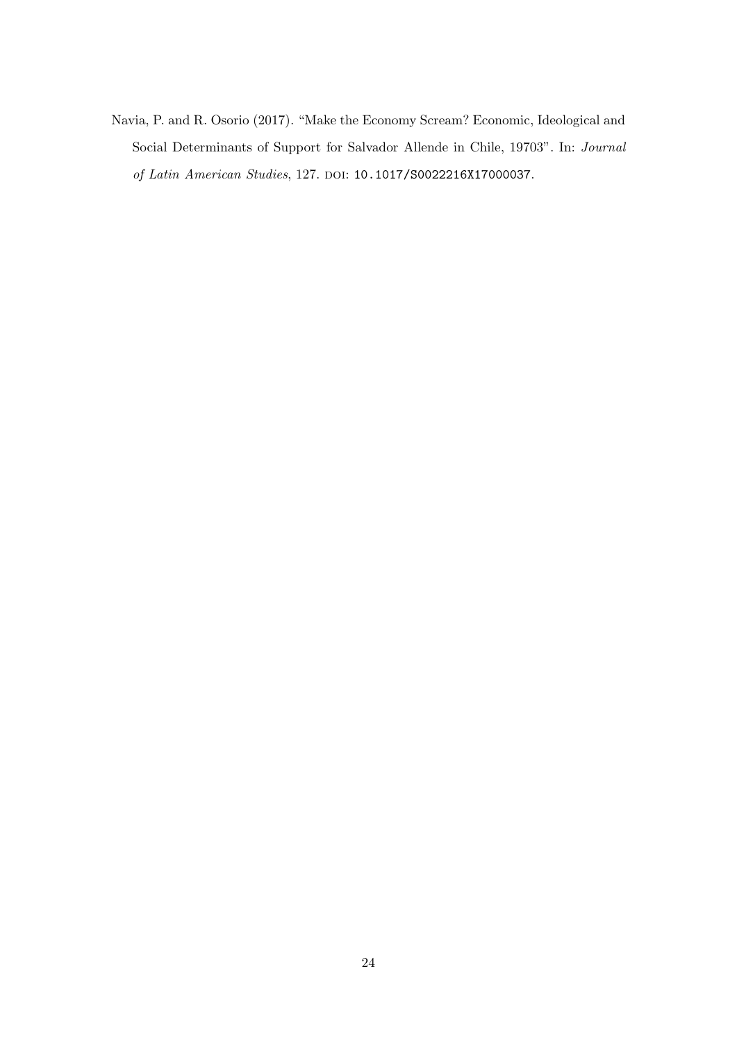Navia, P. and R. Osorio (2017). "Make the Economy Scream? Economic, Ideological and Social Determinants of Support for Salvador Allende in Chile, 19703". In: *Journal of Latin American Studies*, 127. DOI: 10.1017/S0022216X17000037.